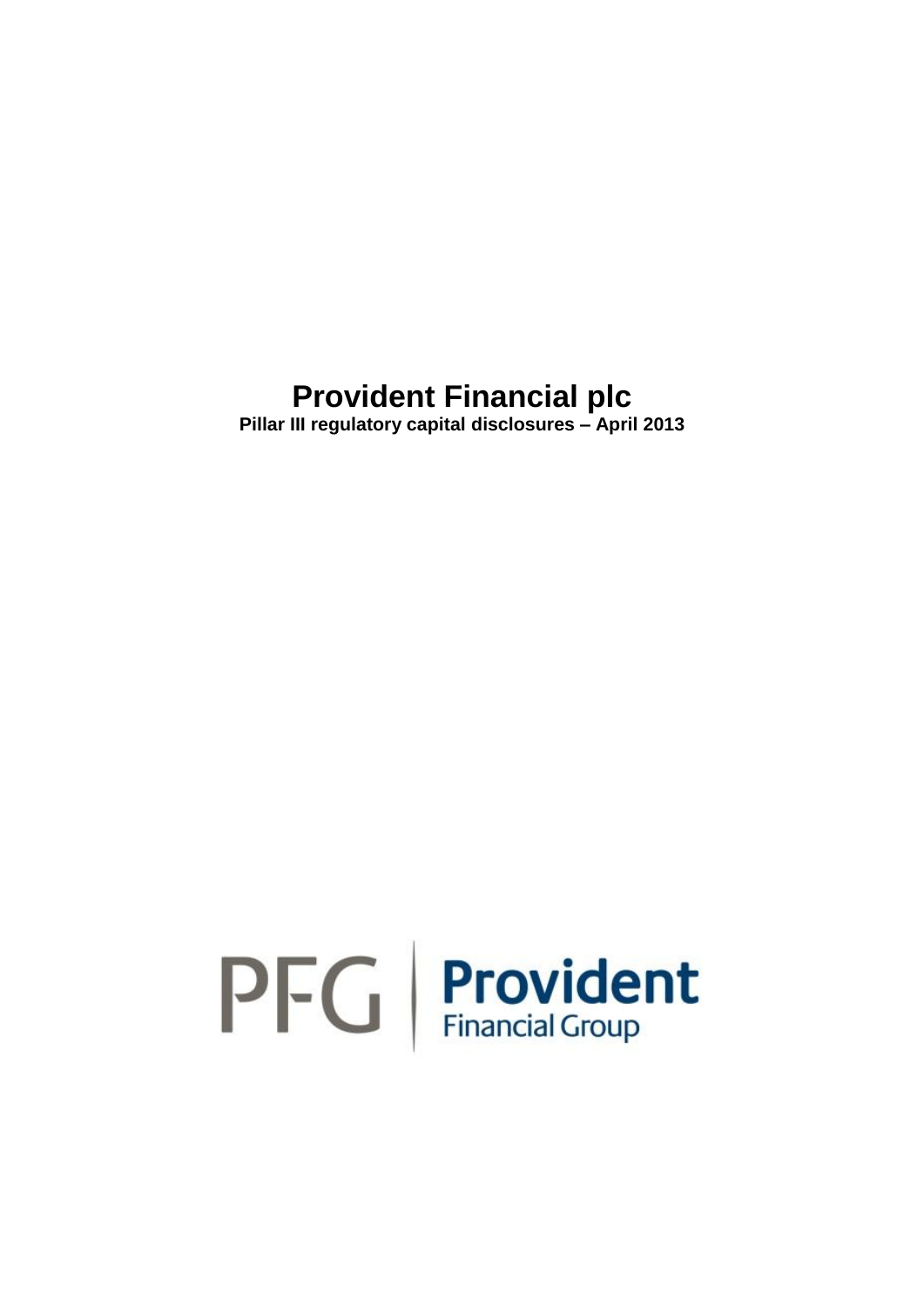# Provident Financial plc

**Pillar III regulatory capital disclosures – April 2013**

PFG | Provident Financial Group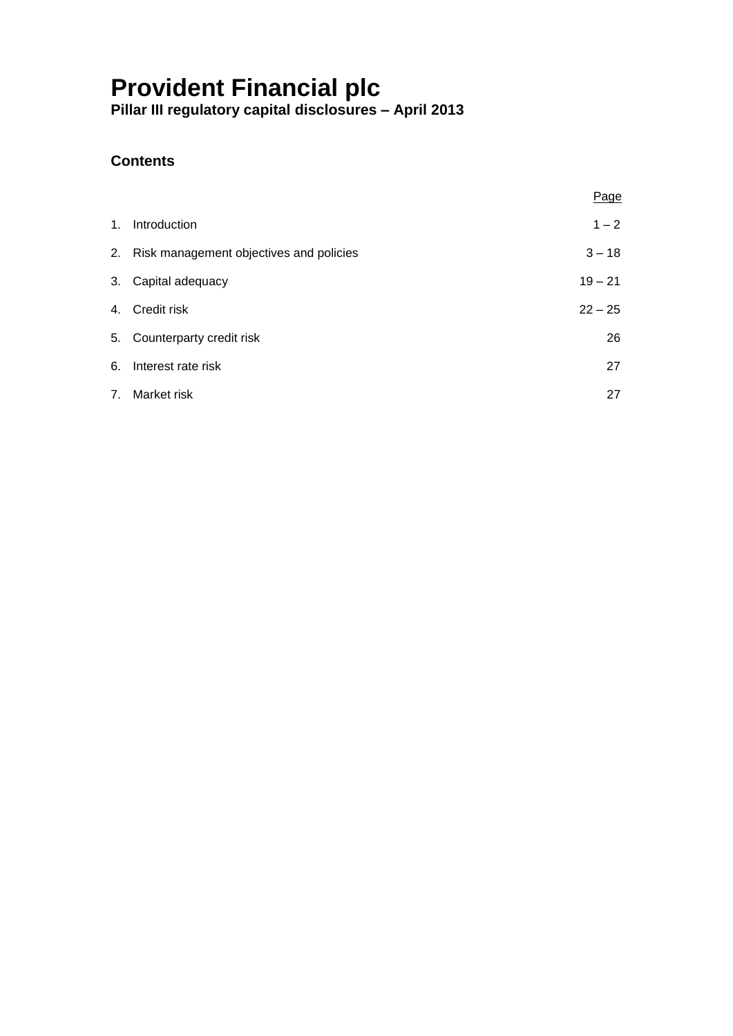# Provident Financial plc

**Pillar III regulatory capital disclosures – April 2013**

## Contents

| | | Page |
|---|---|---|
| 1. | Introduction | 1 – 2 |
| 2. | Risk management objectives and policies | 3 – 18 |
| 3. | Capital adequacy | 19 – 21 |
| 4. | Credit risk | 22 – 25 |
| 5. | Counterparty credit risk | 26 |
| 6. | Interest rate risk | 27 |
| 7. | Market risk | 27 |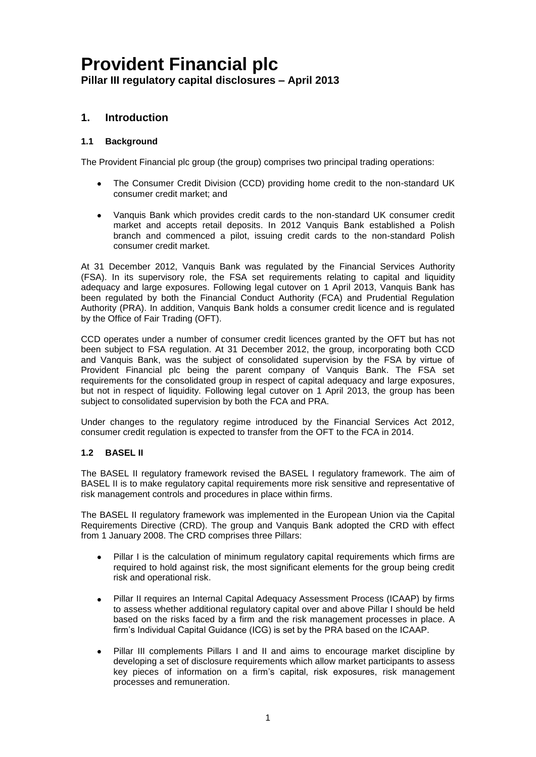# Provident Financial plc

**Pillar III regulatory capital disclosures – April 2013**

## 1. Introduction

### 1.1 Background

The Provident Financial plc group (the group) comprises two principal trading operations:

- The Consumer Credit Division (CCD) providing home credit to the non-standard UK consumer credit market; and
- Vanquis Bank which provides credit cards to the non-standard UK consumer credit market and accepts retail deposits. In 2012 Vanquis Bank established a Polish branch and commenced a pilot, issuing credit cards to the non-standard Polish consumer credit market.

At 31 December 2012, Vanquis Bank was regulated by the Financial Services Authority (FSA). In its supervisory role, the FSA set requirements relating to capital and liquidity adequacy and large exposures. Following legal cutover on 1 April 2013, Vanquis Bank has been regulated by both the Financial Conduct Authority (FCA) and Prudential Regulation Authority (PRA). In addition, Vanquis Bank holds a consumer credit licence and is regulated by the Office of Fair Trading (OFT).

CCD operates under a number of consumer credit licences granted by the OFT but has not been subject to FSA regulation. At 31 December 2012, the group, incorporating both CCD and Vanquis Bank, was the subject of consolidated supervision by the FSA by virtue of Provident Financial plc being the parent company of Vanquis Bank. The FSA set requirements for the consolidated group in respect of capital adequacy and large exposures, but not in respect of liquidity. Following legal cutover on 1 April 2013, the group has been subject to consolidated supervision by both the FCA and PRA.

Under changes to the regulatory regime introduced by the Financial Services Act 2012, consumer credit regulation is expected to transfer from the OFT to the FCA in 2014.

### 1.2 BASEL II

The BASEL II regulatory framework revised the BASEL I regulatory framework. The aim of BASEL II is to make regulatory capital requirements more risk sensitive and representative of risk management controls and procedures in place within firms.

The BASEL II regulatory framework was implemented in the European Union via the Capital Requirements Directive (CRD). The group and Vanquis Bank adopted the CRD with effect from 1 January 2008. The CRD comprises three Pillars:

- Pillar I is the calculation of minimum regulatory capital requirements which firms are required to hold against risk, the most significant elements for the group being credit risk and operational risk.
- Pillar II requires an Internal Capital Adequacy Assessment Process (ICAAP) by firms to assess whether additional regulatory capital over and above Pillar I should be held based on the risks faced by a firm and the risk management processes in place. A firm's Individual Capital Guidance (ICG) is set by the PRA based on the ICAAP.
- Pillar III complements Pillars I and II and aims to encourage market discipline by developing a set of disclosure requirements which allow market participants to assess key pieces of information on a firm's capital, risk exposures, risk management processes and remuneration.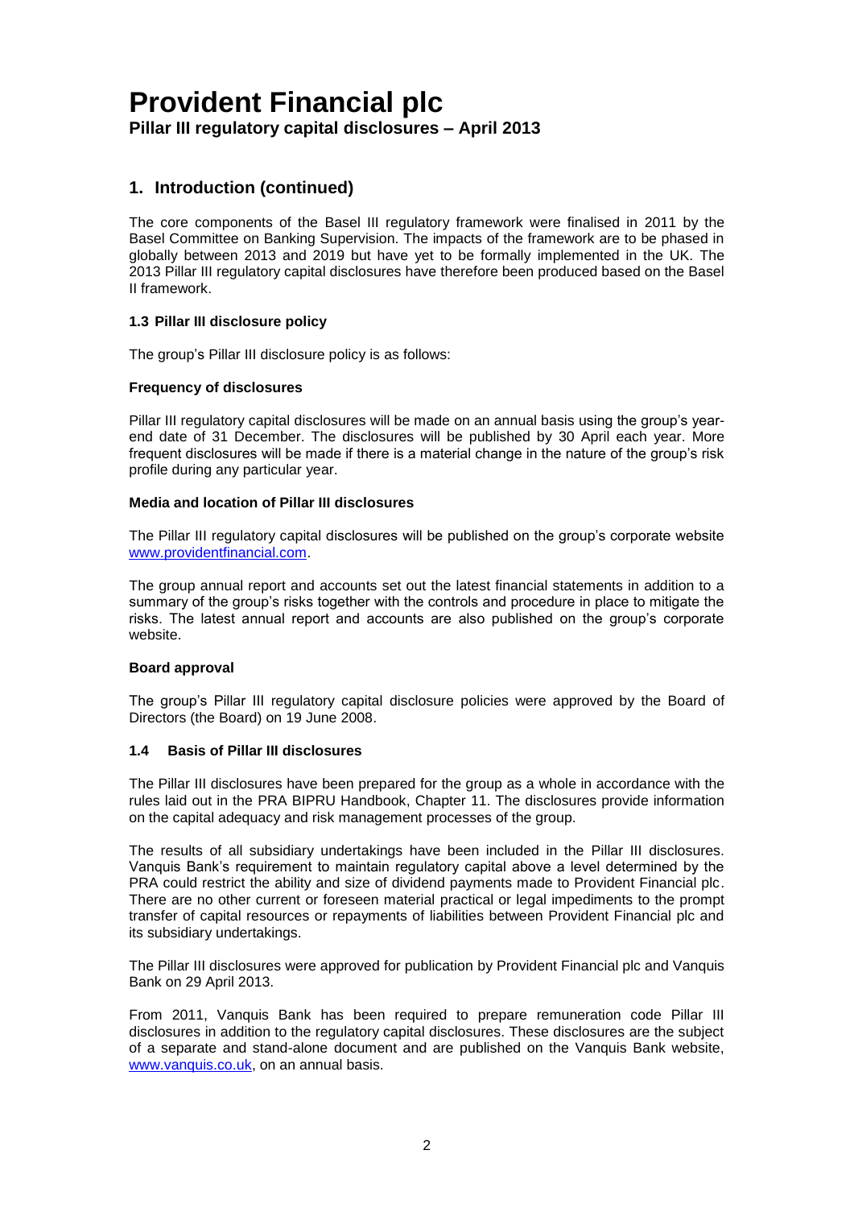## 1. Introduction (continued)

The core components of the Basel III regulatory framework were finalised in 2011 by the Basel Committee on Banking Supervision. The impacts of the framework are to be phased in globally between 2013 and 2019 but have yet to be formally implemented in the UK. The 2013 Pillar III regulatory capital disclosures have therefore been produced based on the Basel II framework.

### 1.3 Pillar III disclosure policy

The group's Pillar III disclosure policy is as follows:

**Frequency of disclosures**

Pillar III regulatory capital disclosures will be made on an annual basis using the group's year-end date of 31 December. The disclosures will be published by 30 April each year. More frequent disclosures will be made if there is a material change in the nature of the group's risk profile during any particular year.

**Media and location of Pillar III disclosures**

The Pillar III regulatory capital disclosures will be published on the group's corporate website www.providentfinancial.com.

The group annual report and accounts set out the latest financial statements in addition to a summary of the group's risks together with the controls and procedure in place to mitigate the risks. The latest annual report and accounts are also published on the group's corporate website.

**Board approval**

The group's Pillar III regulatory capital disclosure policies were approved by the Board of Directors (the Board) on 19 June 2008.

### 1.4 Basis of Pillar III disclosures

The Pillar III disclosures have been prepared for the group as a whole in accordance with the rules laid out in the PRA BIPRU Handbook, Chapter 11. The disclosures provide information on the capital adequacy and risk management processes of the group.

The results of all subsidiary undertakings have been included in the Pillar III disclosures. Vanquis Bank's requirement to maintain regulatory capital above a level determined by the PRA could restrict the ability and size of dividend payments made to Provident Financial plc. There are no other current or foreseen material practical or legal impediments to the prompt transfer of capital resources or repayments of liabilities between Provident Financial plc and its subsidiary undertakings.

The Pillar III disclosures were approved for publication by Provident Financial plc and Vanquis Bank on 29 April 2013.

From 2011, Vanquis Bank has been required to prepare remuneration code Pillar III disclosures in addition to the regulatory capital disclosures. These disclosures are the subject of a separate and stand-alone document and are published on the Vanquis Bank website, www.vanquis.co.uk, on an annual basis.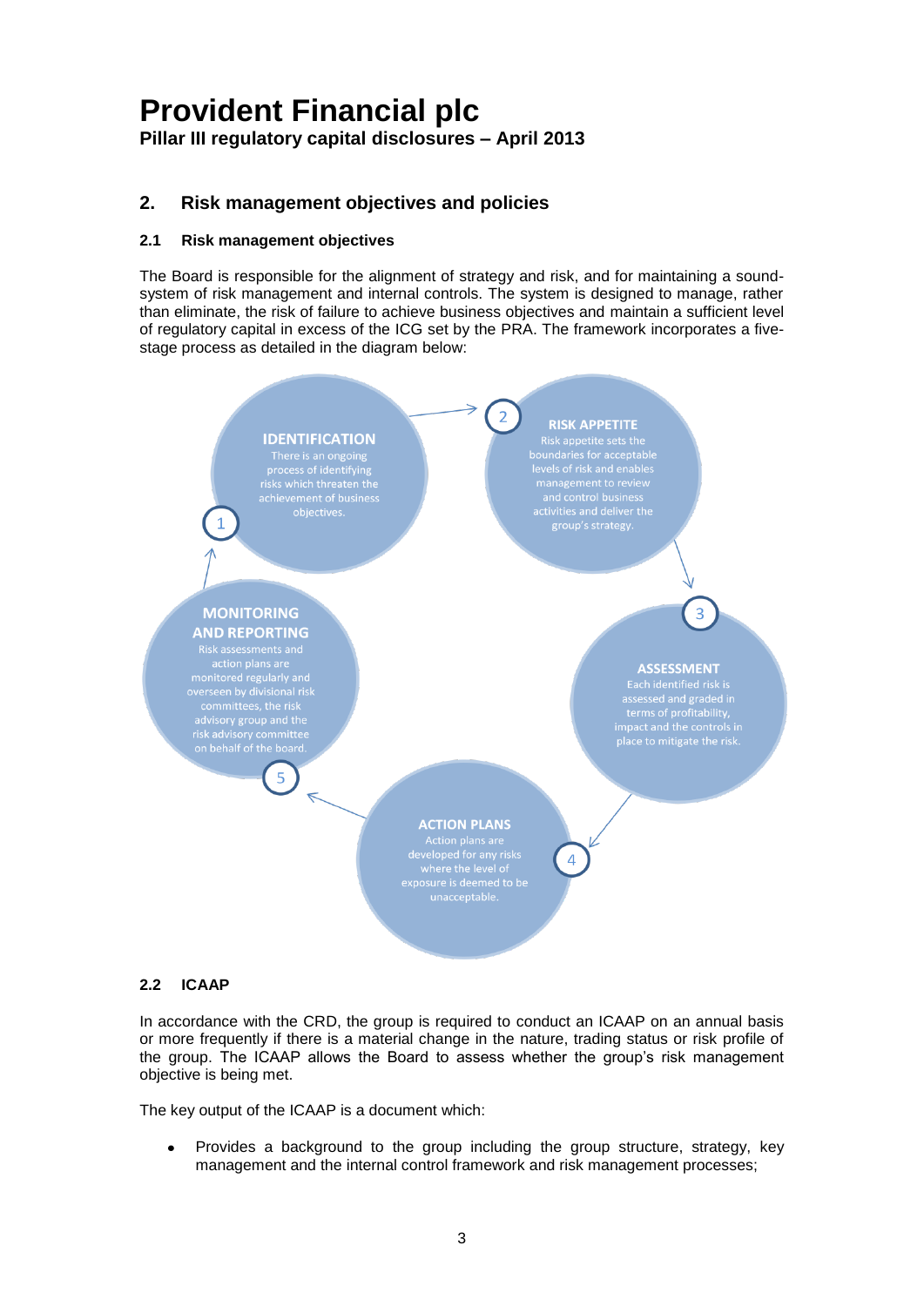# Provident Financial plc

**Pillar III regulatory capital disclosures – April 2013**

## 2. Risk management objectives and policies

### 2.1 Risk management objectives

The Board is responsible for the alignment of strategy and risk, and for maintaining a sound-system of risk management and internal controls. The system is designed to manage, rather than eliminate, the risk of failure to achieve business objectives and maintain a sufficient level of regulatory capital in excess of the ICG set by the PRA. The framework incorporates a five-stage process as detailed in the diagram below:

1. **IDENTIFICATION** There is an ongoing process of identifying risks which threaten the achievement of business objectives.
2. **RISK APPETITE** Risk appetite sets the boundaries for acceptable levels of risk and enables management to review and control business activities and deliver the group's strategy.
3. **ASSESSMENT** Each identified risk is assessed and graded in terms of profitability, impact and the controls in place to mitigate the risk.
4. **ACTION PLANS** Action plans are developed for any risks where the level of exposure is deemed to be unacceptable.
5. **MONITORING AND REPORTING** Risk assessments and action plans are monitored regularly and overseen by divisional risk committees, the risk advisory group and the risk advisory committee on behalf of the board.

### 2.2 ICAAP

In accordance with the CRD, the group is required to conduct an ICAAP on an annual basis or more frequently if there is a material change in the nature, trading status or risk profile of the group. The ICAAP allows the Board to assess whether the group's risk management objective is being met.

The key output of the ICAAP is a document which:

- Provides a background to the group including the group structure, strategy, key management and the internal control framework and risk management processes;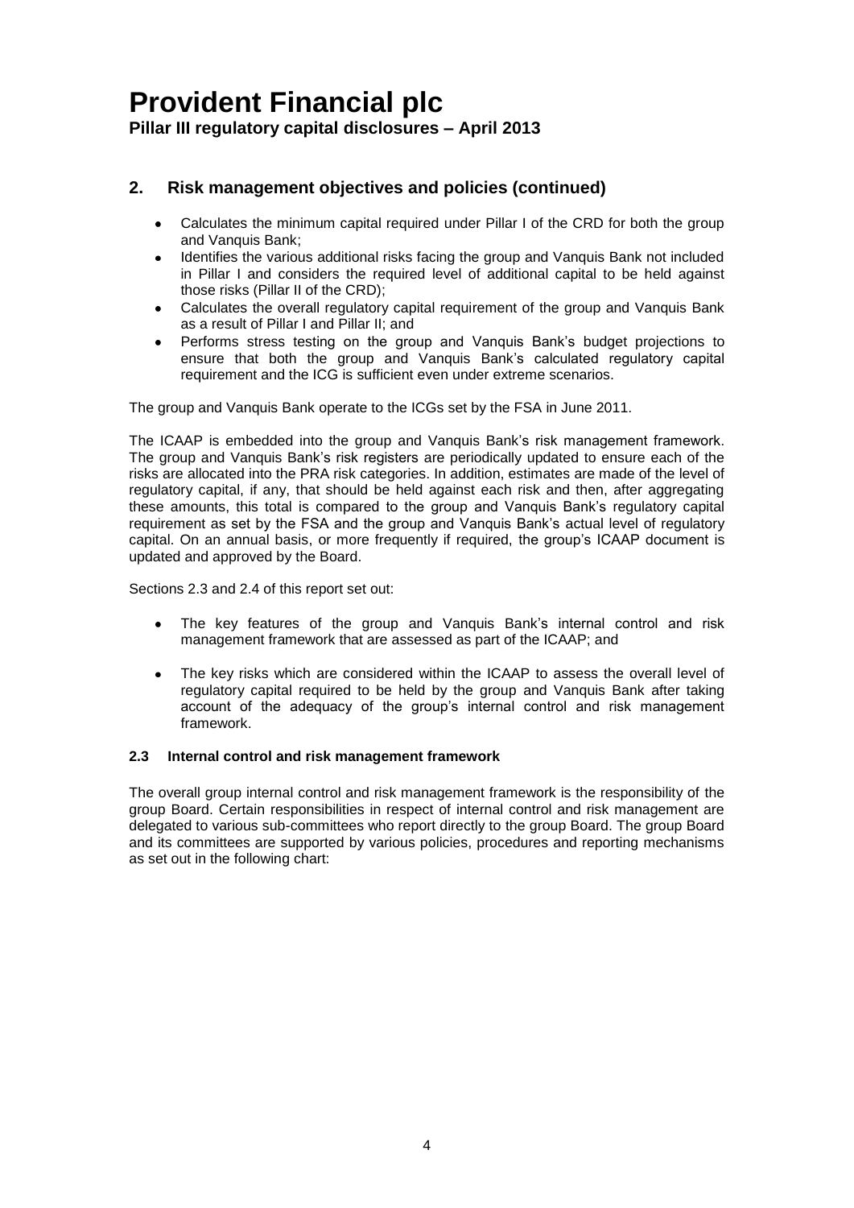## 2. Risk management objectives and policies (continued)

- Calculates the minimum capital required under Pillar I of the CRD for both the group and Vanquis Bank;
- Identifies the various additional risks facing the group and Vanquis Bank not included in Pillar I and considers the required level of additional capital to be held against those risks (Pillar II of the CRD);
- Calculates the overall regulatory capital requirement of the group and Vanquis Bank as a result of Pillar I and Pillar II; and
- Performs stress testing on the group and Vanquis Bank's budget projections to ensure that both the group and Vanquis Bank's calculated regulatory capital requirement and the ICG is sufficient even under extreme scenarios.

The group and Vanquis Bank operate to the ICGs set by the FSA in June 2011.

The ICAAP is embedded into the group and Vanquis Bank's risk management framework. The group and Vanquis Bank's risk registers are periodically updated to ensure each of the risks are allocated into the PRA risk categories. In addition, estimates are made of the level of regulatory capital, if any, that should be held against each risk and then, after aggregating these amounts, this total is compared to the group and Vanquis Bank's regulatory capital requirement as set by the FSA and the group and Vanquis Bank's actual level of regulatory capital. On an annual basis, or more frequently if required, the group's ICAAP document is updated and approved by the Board.

Sections 2.3 and 2.4 of this report set out:

- The key features of the group and Vanquis Bank's internal control and risk management framework that are assessed as part of the ICAAP; and
- The key risks which are considered within the ICAAP to assess the overall level of regulatory capital required to be held by the group and Vanquis Bank after taking account of the adequacy of the group's internal control and risk management framework.

### 2.3 Internal control and risk management framework

The overall group internal control and risk management framework is the responsibility of the group Board. Certain responsibilities in respect of internal control and risk management are delegated to various sub-committees who report directly to the group Board. The group Board and its committees are supported by various policies, procedures and reporting mechanisms as set out in the following chart: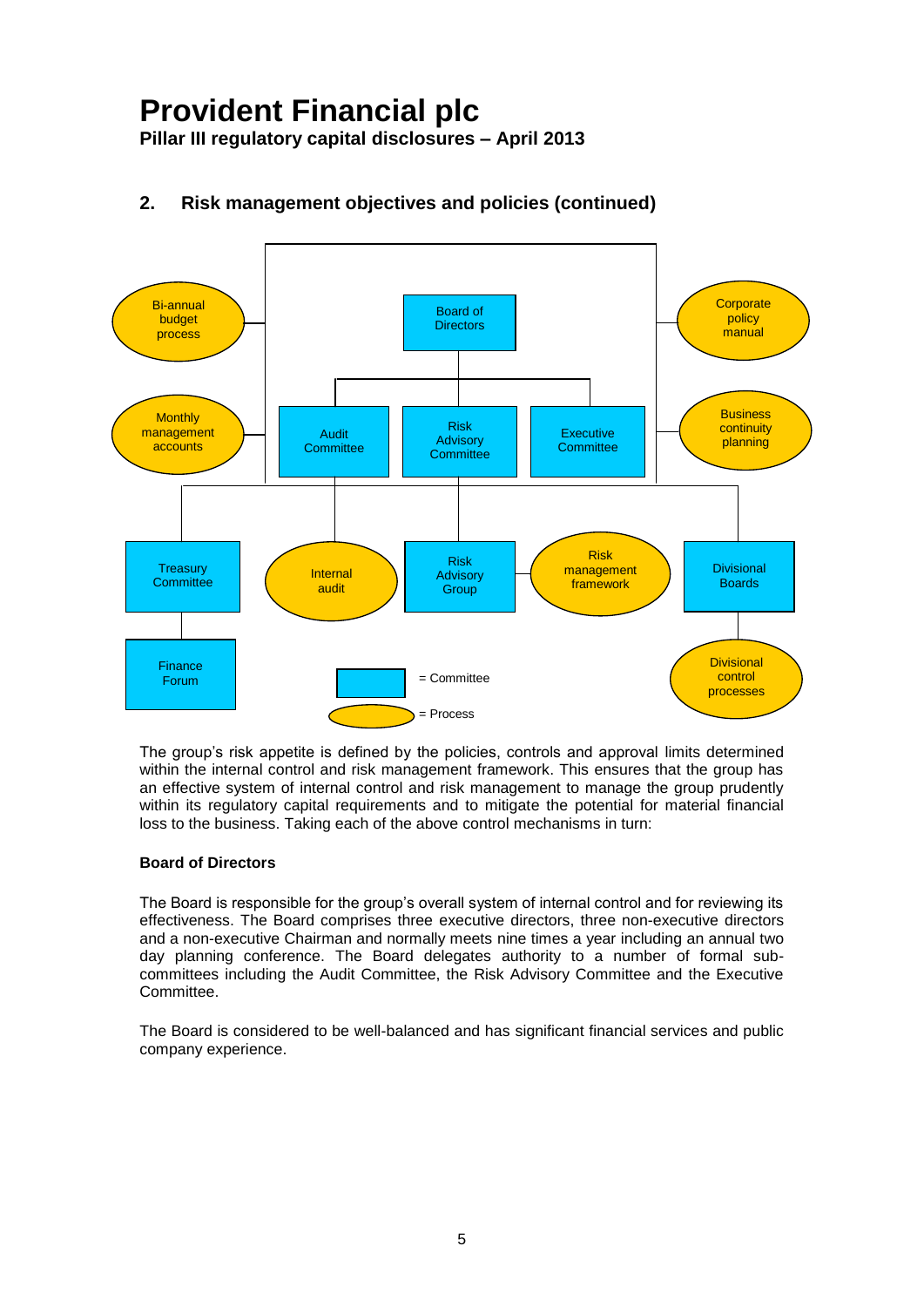## 2. Risk management objectives and policies (continued)

The group's risk appetite is defined by the policies, controls and approval limits determined within the internal control and risk management framework. This ensures that the group has an effective system of internal control and risk management to manage the group prudently within its regulatory capital requirements and to mitigate the potential for material financial loss to the business. Taking each of the above control mechanisms in turn:

**Board of Directors**

The Board is responsible for the group's overall system of internal control and for reviewing its effectiveness. The Board comprises three executive directors, three non-executive directors and a non-executive Chairman and normally meets nine times a year including an annual two day planning conference. The Board delegates authority to a number of formal sub-committees including the Audit Committee, the Risk Advisory Committee and the Executive Committee.

The Board is considered to be well-balanced and has significant financial services and public company experience.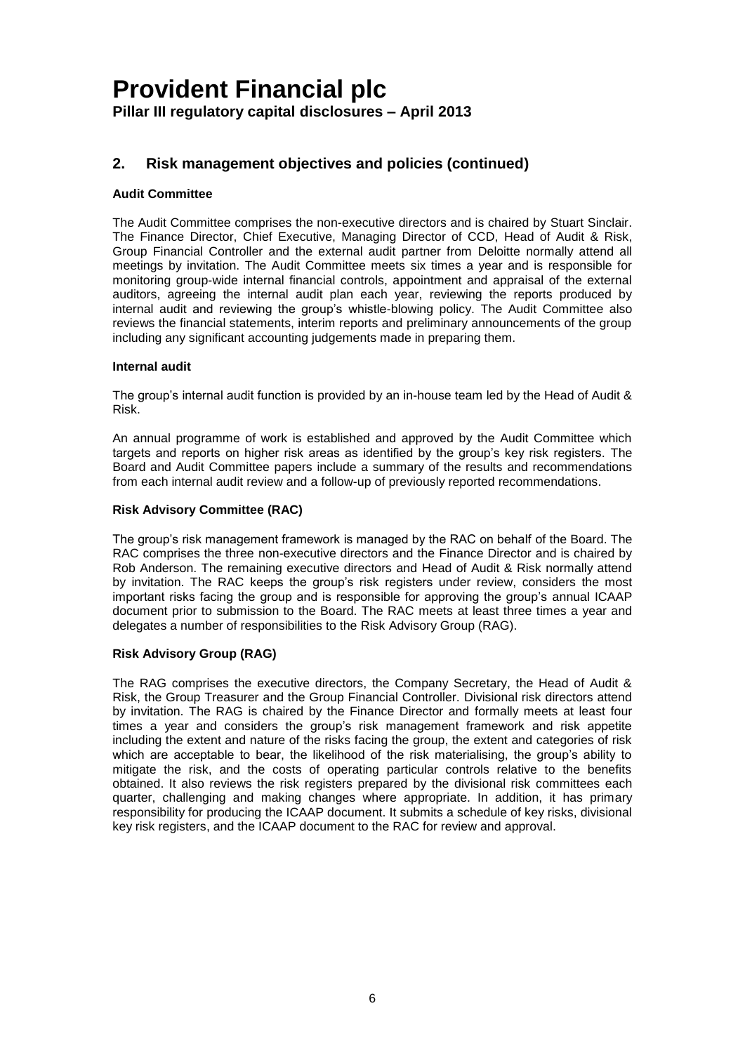## 2. Risk management objectives and policies (continued)

**Audit Committee**

The Audit Committee comprises the non-executive directors and is chaired by Stuart Sinclair. The Finance Director, Chief Executive, Managing Director of CCD, Head of Audit & Risk, Group Financial Controller and the external audit partner from Deloitte normally attend all meetings by invitation. The Audit Committee meets six times a year and is responsible for monitoring group-wide internal financial controls, appointment and appraisal of the external auditors, agreeing the internal audit plan each year, reviewing the reports produced by internal audit and reviewing the group's whistle-blowing policy. The Audit Committee also reviews the financial statements, interim reports and preliminary announcements of the group including any significant accounting judgements made in preparing them.

**Internal audit**

The group's internal audit function is provided by an in-house team led by the Head of Audit & Risk.

An annual programme of work is established and approved by the Audit Committee which targets and reports on higher risk areas as identified by the group's key risk registers. The Board and Audit Committee papers include a summary of the results and recommendations from each internal audit review and a follow-up of previously reported recommendations.

**Risk Advisory Committee (RAC)**

The group's risk management framework is managed by the RAC on behalf of the Board. The RAC comprises the three non-executive directors and the Finance Director and is chaired by Rob Anderson. The remaining executive directors and Head of Audit & Risk normally attend by invitation. The RAC keeps the group's risk registers under review, considers the most important risks facing the group and is responsible for approving the group's annual ICAAP document prior to submission to the Board. The RAC meets at least three times a year and delegates a number of responsibilities to the Risk Advisory Group (RAG).

**Risk Advisory Group (RAG)**

The RAG comprises the executive directors, the Company Secretary, the Head of Audit & Risk, the Group Treasurer and the Group Financial Controller. Divisional risk directors attend by invitation. The RAG is chaired by the Finance Director and formally meets at least four times a year and considers the group's risk management framework and risk appetite including the extent and nature of the risks facing the group, the extent and categories of risk which are acceptable to bear, the likelihood of the risk materialising, the group's ability to mitigate the risk, and the costs of operating particular controls relative to the benefits obtained. It also reviews the risk registers prepared by the divisional risk committees each quarter, challenging and making changes where appropriate. In addition, it has primary responsibility for producing the ICAAP document. It submits a schedule of key risks, divisional key risk registers, and the ICAAP document to the RAC for review and approval.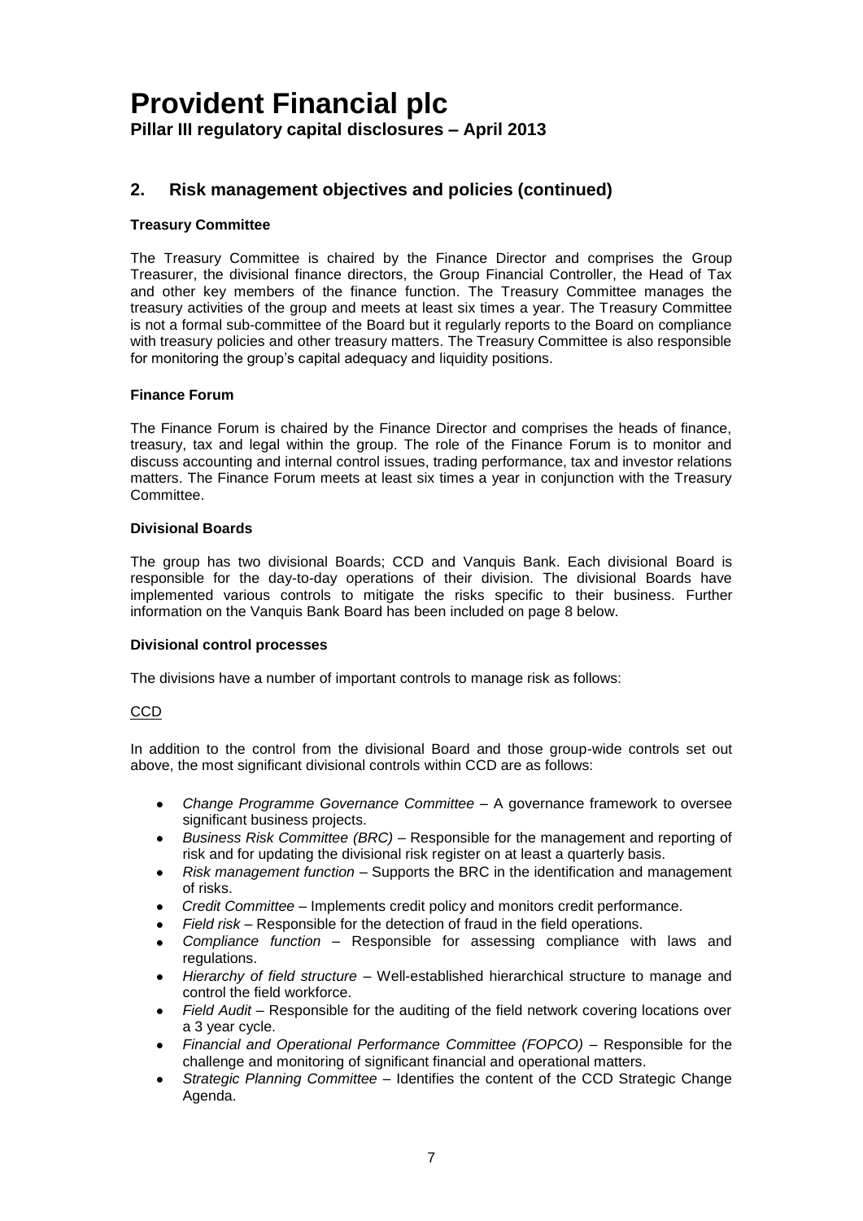## 2. Risk management objectives and policies (continued)

**Treasury Committee**

The Treasury Committee is chaired by the Finance Director and comprises the Group Treasurer, the divisional finance directors, the Group Financial Controller, the Head of Tax and other key members of the finance function. The Treasury Committee manages the treasury activities of the group and meets at least six times a year. The Treasury Committee is not a formal sub-committee of the Board but it regularly reports to the Board on compliance with treasury policies and other treasury matters. The Treasury Committee is also responsible for monitoring the group's capital adequacy and liquidity positions.

**Finance Forum**

The Finance Forum is chaired by the Finance Director and comprises the heads of finance, treasury, tax and legal within the group. The role of the Finance Forum is to monitor and discuss accounting and internal control issues, trading performance, tax and investor relations matters. The Finance Forum meets at least six times a year in conjunction with the Treasury Committee.

**Divisional Boards**

The group has two divisional Boards; CCD and Vanquis Bank. Each divisional Board is responsible for the day-to-day operations of their division. The divisional Boards have implemented various controls to mitigate the risks specific to their business. Further information on the Vanquis Bank Board has been included on page 8 below.

**Divisional control processes**

The divisions have a number of important controls to manage risk as follows:

<u>CCD</u>

In addition to the control from the divisional Board and those group-wide controls set out above, the most significant divisional controls within CCD are as follows:

- *Change Programme Governance Committee* – A governance framework to oversee significant business projects.
- *Business Risk Committee (BRC)* – Responsible for the management and reporting of risk and for updating the divisional risk register on at least a quarterly basis.
- *Risk management function* – Supports the BRC in the identification and management of risks.
- *Credit Committee* – Implements credit policy and monitors credit performance.
- *Field risk* – Responsible for the detection of fraud in the field operations.
- *Compliance function* – Responsible for assessing compliance with laws and regulations.
- *Hierarchy of field structure* – Well-established hierarchical structure to manage and control the field workforce.
- *Field Audit* – Responsible for the auditing of the field network covering locations over a 3 year cycle.
- *Financial and Operational Performance Committee (FOPCO)* – Responsible for the challenge and monitoring of significant financial and operational matters.
- *Strategic Planning Committee* – Identifies the content of the CCD Strategic Change Agenda.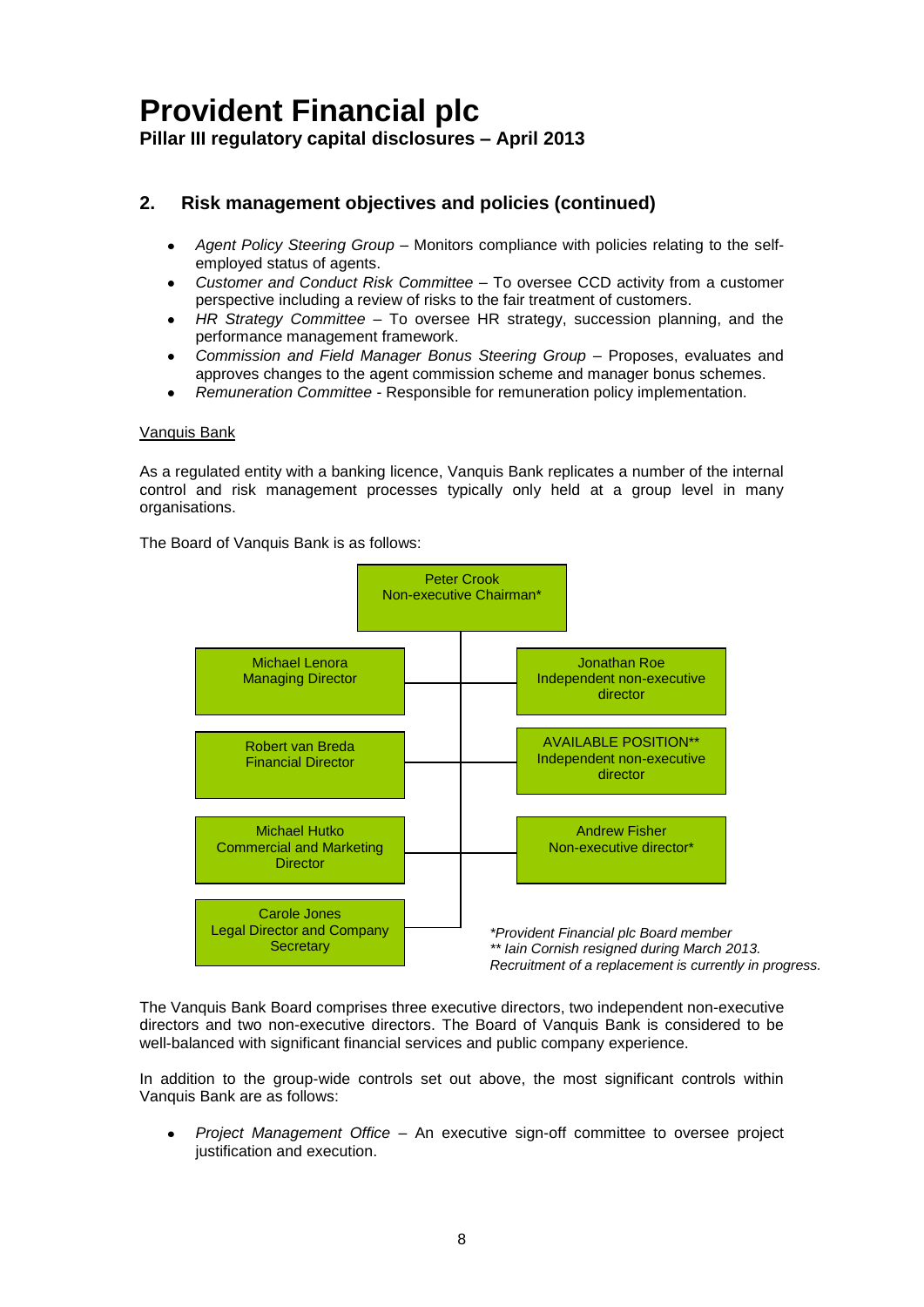## 2. Risk management objectives and policies (continued)

- *Agent Policy Steering Group* – Monitors compliance with policies relating to the self-employed status of agents.
- *Customer and Conduct Risk Committee* – To oversee CCD activity from a customer perspective including a review of risks to the fair treatment of customers.
- *HR Strategy Committee* – To oversee HR strategy, succession planning, and the performance management framework.
- *Commission and Field Manager Bonus Steering Group* – Proposes, evaluates and approves changes to the agent commission scheme and manager bonus schemes.
- *Remuneration Committee* - Responsible for remuneration policy implementation.

Vanquis Bank

As a regulated entity with a banking licence, Vanquis Bank replicates a number of the internal control and risk management processes typically only held at a group level in many organisations.

The Board of Vanquis Bank is as follows:

Peter Crook
Non-executive Chairman*

Michael Lenora
Managing Director

Jonathan Roe
Independent non-executive director

Robert van Breda
Financial Director

AVAILABLE POSITION**
Independent non-executive director

Michael Hutko
Commercial and Marketing Director

Andrew Fisher
Non-executive director*

Carole Jones
Legal Director and Company Secretary

*\*Provident Financial plc Board member*
*\*\* Iain Cornish resigned during March 2013. Recruitment of a replacement is currently in progress.*

The Vanquis Bank Board comprises three executive directors, two independent non-executive directors and two non-executive directors. The Board of Vanquis Bank is considered to be well-balanced with significant financial services and public company experience.

In addition to the group-wide controls set out above, the most significant controls within Vanquis Bank are as follows:

- *Project Management Office* – An executive sign-off committee to oversee project justification and execution.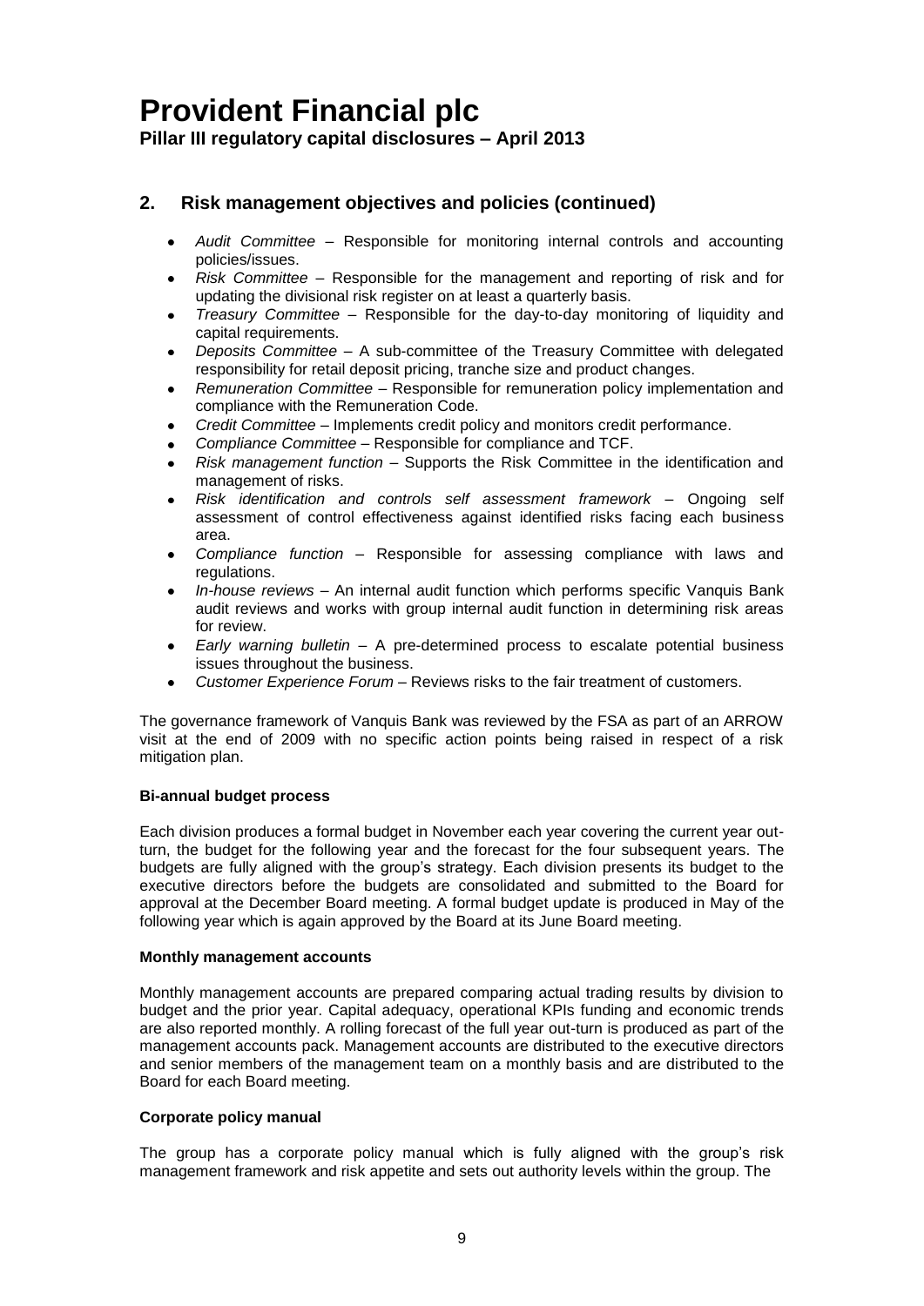## 2. Risk management objectives and policies (continued)

- *Audit Committee* – Responsible for monitoring internal controls and accounting policies/issues.
- *Risk Committee* – Responsible for the management and reporting of risk and for updating the divisional risk register on at least a quarterly basis.
- *Treasury Committee* – Responsible for the day-to-day monitoring of liquidity and capital requirements.
- *Deposits Committee* – A sub-committee of the Treasury Committee with delegated responsibility for retail deposit pricing, tranche size and product changes.
- *Remuneration Committee* – Responsible for remuneration policy implementation and compliance with the Remuneration Code.
- *Credit Committee* – Implements credit policy and monitors credit performance.
- *Compliance Committee* – Responsible for compliance and TCF.
- *Risk management function* – Supports the Risk Committee in the identification and management of risks.
- *Risk identification and controls self assessment framework* – Ongoing self assessment of control effectiveness against identified risks facing each business area.
- *Compliance function* – Responsible for assessing compliance with laws and regulations.
- *In-house reviews* – An internal audit function which performs specific Vanquis Bank audit reviews and works with group internal audit function in determining risk areas for review.
- *Early warning bulletin* – A pre-determined process to escalate potential business issues throughout the business.
- *Customer Experience Forum* – Reviews risks to the fair treatment of customers.

The governance framework of Vanquis Bank was reviewed by the FSA as part of an ARROW visit at the end of 2009 with no specific action points being raised in respect of a risk mitigation plan.

**Bi-annual budget process**

Each division produces a formal budget in November each year covering the current year out-turn, the budget for the following year and the forecast for the four subsequent years. The budgets are fully aligned with the group's strategy. Each division presents its budget to the executive directors before the budgets are consolidated and submitted to the Board for approval at the December Board meeting. A formal budget update is produced in May of the following year which is again approved by the Board at its June Board meeting.

**Monthly management accounts**

Monthly management accounts are prepared comparing actual trading results by division to budget and the prior year. Capital adequacy, operational KPIs funding and economic trends are also reported monthly. A rolling forecast of the full year out-turn is produced as part of the management accounts pack. Management accounts are distributed to the executive directors and senior members of the management team on a monthly basis and are distributed to the Board for each Board meeting.

**Corporate policy manual**

The group has a corporate policy manual which is fully aligned with the group's risk management framework and risk appetite and sets out authority levels within the group. The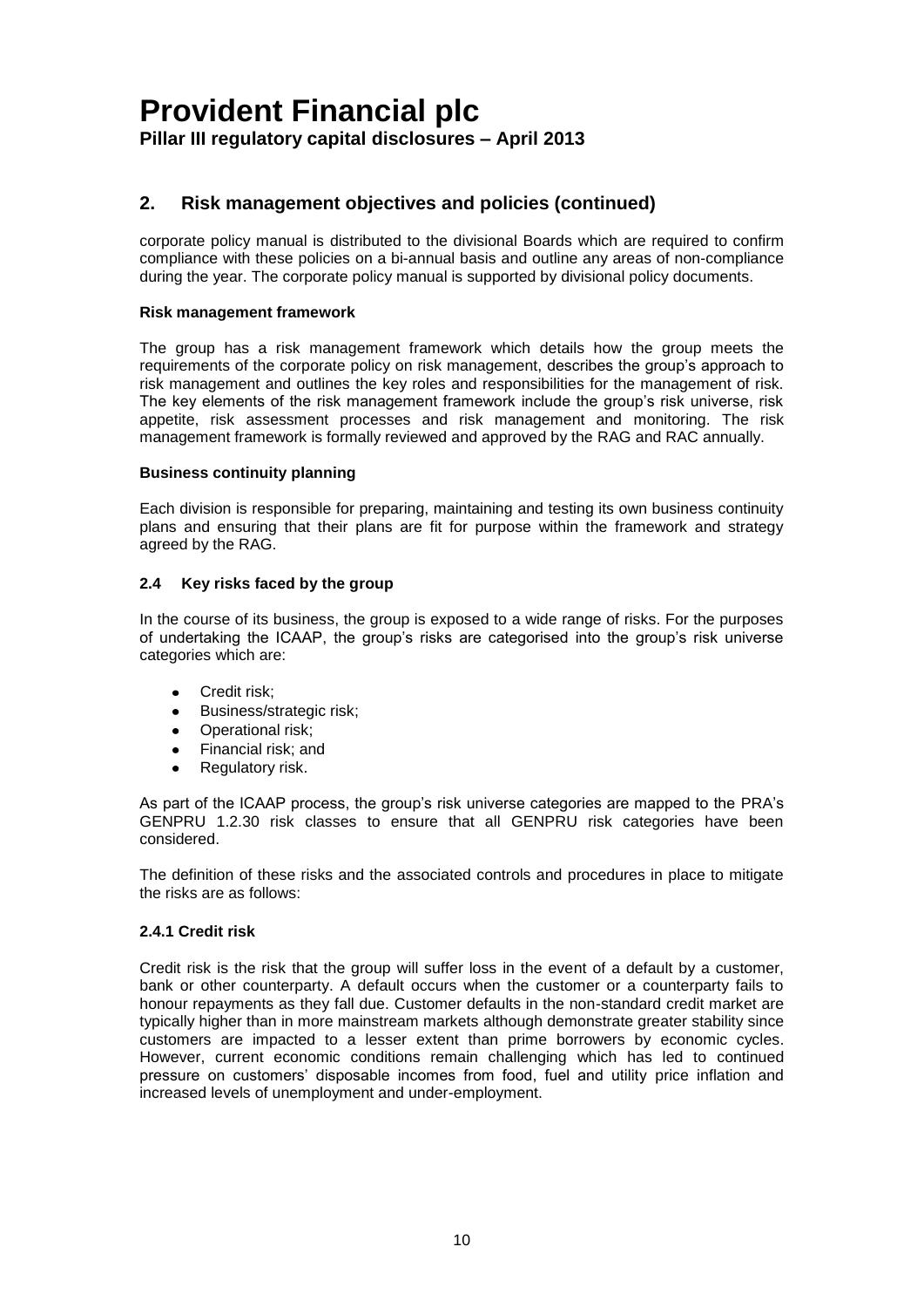## 2. Risk management objectives and policies (continued)

corporate policy manual is distributed to the divisional Boards which are required to confirm compliance with these policies on a bi-annual basis and outline any areas of non-compliance during the year. The corporate policy manual is supported by divisional policy documents.

**Risk management framework**

The group has a risk management framework which details how the group meets the requirements of the corporate policy on risk management, describes the group's approach to risk management and outlines the key roles and responsibilities for the management of risk. The key elements of the risk management framework include the group's risk universe, risk appetite, risk assessment processes and risk management and monitoring. The risk management framework is formally reviewed and approved by the RAG and RAC annually.

**Business continuity planning**

Each division is responsible for preparing, maintaining and testing its own business continuity plans and ensuring that their plans are fit for purpose within the framework and strategy agreed by the RAG.

### 2.4 Key risks faced by the group

In the course of its business, the group is exposed to a wide range of risks. For the purposes of undertaking the ICAAP, the group's risks are categorised into the group's risk universe categories which are:

- Credit risk;
- Business/strategic risk;
- Operational risk;
- Financial risk; and
- Regulatory risk.

As part of the ICAAP process, the group's risk universe categories are mapped to the PRA's GENPRU 1.2.30 risk classes to ensure that all GENPRU risk categories have been considered.

The definition of these risks and the associated controls and procedures in place to mitigate the risks are as follows:

#### 2.4.1 Credit risk

Credit risk is the risk that the group will suffer loss in the event of a default by a customer, bank or other counterparty. A default occurs when the customer or a counterparty fails to honour repayments as they fall due. Customer defaults in the non-standard credit market are typically higher than in more mainstream markets although demonstrate greater stability since customers are impacted to a lesser extent than prime borrowers by economic cycles. However, current economic conditions remain challenging which has led to continued pressure on customers' disposable incomes from food, fuel and utility price inflation and increased levels of unemployment and under-employment.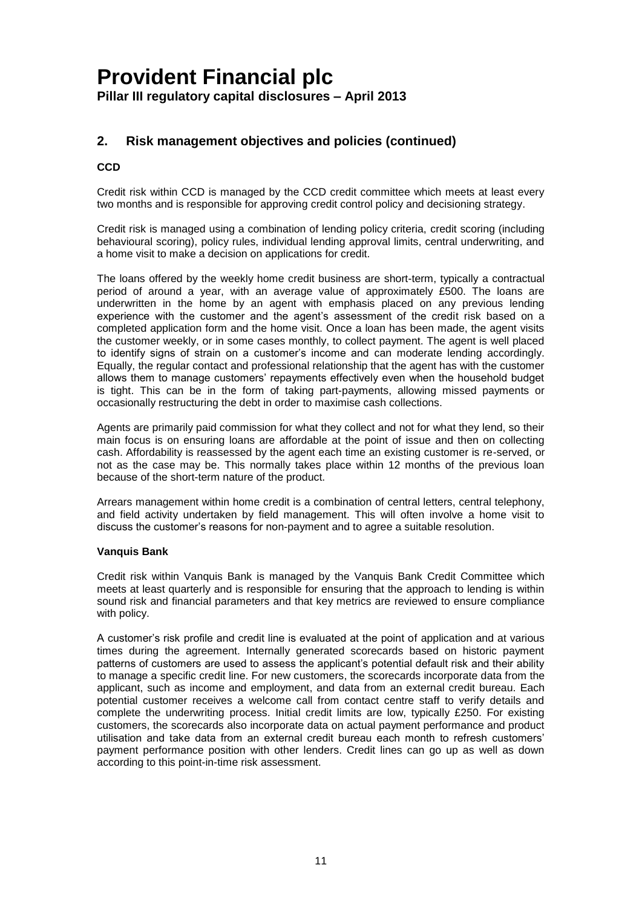## 2. Risk management objectives and policies (continued)

### CCD

Credit risk within CCD is managed by the CCD credit committee which meets at least every two months and is responsible for approving credit control policy and decisioning strategy.

Credit risk is managed using a combination of lending policy criteria, credit scoring (including behavioural scoring), policy rules, individual lending approval limits, central underwriting, and a home visit to make a decision on applications for credit.

The loans offered by the weekly home credit business are short-term, typically a contractual period of around a year, with an average value of approximately £500. The loans are underwritten in the home by an agent with emphasis placed on any previous lending experience with the customer and the agent's assessment of the credit risk based on a completed application form and the home visit. Once a loan has been made, the agent visits the customer weekly, or in some cases monthly, to collect payment. The agent is well placed to identify signs of strain on a customer's income and can moderate lending accordingly. Equally, the regular contact and professional relationship that the agent has with the customer allows them to manage customers' repayments effectively even when the household budget is tight. This can be in the form of taking part-payments, allowing missed payments or occasionally restructuring the debt in order to maximise cash collections.

Agents are primarily paid commission for what they collect and not for what they lend, so their main focus is on ensuring loans are affordable at the point of issue and then on collecting cash. Affordability is reassessed by the agent each time an existing customer is re-served, or not as the case may be. This normally takes place within 12 months of the previous loan because of the short-term nature of the product.

Arrears management within home credit is a combination of central letters, central telephony, and field activity undertaken by field management. This will often involve a home visit to discuss the customer's reasons for non-payment and to agree a suitable resolution.

### Vanquis Bank

Credit risk within Vanquis Bank is managed by the Vanquis Bank Credit Committee which meets at least quarterly and is responsible for ensuring that the approach to lending is within sound risk and financial parameters and that key metrics are reviewed to ensure compliance with policy.

A customer's risk profile and credit line is evaluated at the point of application and at various times during the agreement. Internally generated scorecards based on historic payment patterns of customers are used to assess the applicant's potential default risk and their ability to manage a specific credit line. For new customers, the scorecards incorporate data from the applicant, such as income and employment, and data from an external credit bureau. Each potential customer receives a welcome call from contact centre staff to verify details and complete the underwriting process. Initial credit limits are low, typically £250. For existing customers, the scorecards also incorporate data on actual payment performance and product utilisation and take data from an external credit bureau each month to refresh customers' payment performance position with other lenders. Credit lines can go up as well as down according to this point-in-time risk assessment.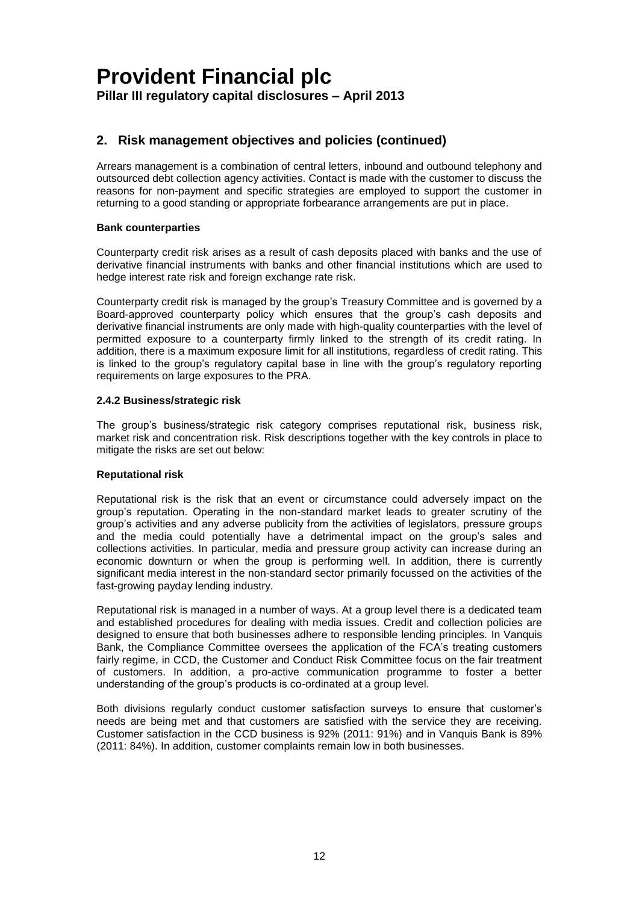## 2. Risk management objectives and policies (continued)

Arrears management is a combination of central letters, inbound and outbound telephony and outsourced debt collection agency activities. Contact is made with the customer to discuss the reasons for non-payment and specific strategies are employed to support the customer in returning to a good standing or appropriate forbearance arrangements are put in place.

**Bank counterparties**

Counterparty credit risk arises as a result of cash deposits placed with banks and the use of derivative financial instruments with banks and other financial institutions which are used to hedge interest rate risk and foreign exchange rate risk.

Counterparty credit risk is managed by the group's Treasury Committee and is governed by a Board-approved counterparty policy which ensures that the group's cash deposits and derivative financial instruments are only made with high-quality counterparties with the level of permitted exposure to a counterparty firmly linked to the strength of its credit rating. In addition, there is a maximum exposure limit for all institutions, regardless of credit rating. This is linked to the group's regulatory capital base in line with the group's regulatory reporting requirements on large exposures to the PRA.

### 2.4.2 Business/strategic risk

The group's business/strategic risk category comprises reputational risk, business risk, market risk and concentration risk. Risk descriptions together with the key controls in place to mitigate the risks are set out below:

**Reputational risk**

Reputational risk is the risk that an event or circumstance could adversely impact on the group's reputation. Operating in the non-standard market leads to greater scrutiny of the group's activities and any adverse publicity from the activities of legislators, pressure groups and the media could potentially have a detrimental impact on the group's sales and collections activities. In particular, media and pressure group activity can increase during an economic downturn or when the group is performing well. In addition, there is currently significant media interest in the non-standard sector primarily focussed on the activities of the fast-growing payday lending industry.

Reputational risk is managed in a number of ways. At a group level there is a dedicated team and established procedures for dealing with media issues. Credit and collection policies are designed to ensure that both businesses adhere to responsible lending principles. In Vanquis Bank, the Compliance Committee oversees the application of the FCA's treating customers fairly regime, in CCD, the Customer and Conduct Risk Committee focus on the fair treatment of customers. In addition, a pro-active communication programme to foster a better understanding of the group's products is co-ordinated at a group level.

Both divisions regularly conduct customer satisfaction surveys to ensure that customer's needs are being met and that customers are satisfied with the service they are receiving. Customer satisfaction in the CCD business is 92% (2011: 91%) and in Vanquis Bank is 89% (2011: 84%). In addition, customer complaints remain low in both businesses.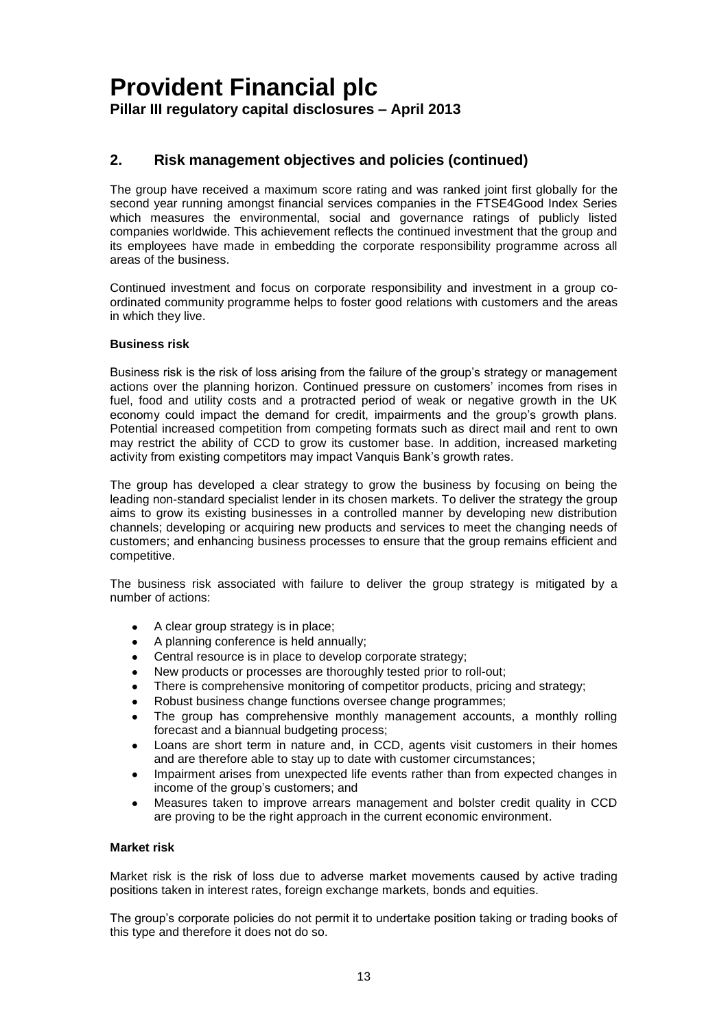## 2. Risk management objectives and policies (continued)

The group have received a maximum score rating and was ranked joint first globally for the second year running amongst financial services companies in the FTSE4Good Index Series which measures the environmental, social and governance ratings of publicly listed companies worldwide. This achievement reflects the continued investment that the group and its employees have made in embedding the corporate responsibility programme across all areas of the business.

Continued investment and focus on corporate responsibility and investment in a group co-ordinated community programme helps to foster good relations with customers and the areas in which they live.

**Business risk**

Business risk is the risk of loss arising from the failure of the group's strategy or management actions over the planning horizon. Continued pressure on customers' incomes from rises in fuel, food and utility costs and a protracted period of weak or negative growth in the UK economy could impact the demand for credit, impairments and the group's growth plans. Potential increased competition from competing formats such as direct mail and rent to own may restrict the ability of CCD to grow its customer base. In addition, increased marketing activity from existing competitors may impact Vanquis Bank's growth rates.

The group has developed a clear strategy to grow the business by focusing on being the leading non-standard specialist lender in its chosen markets. To deliver the strategy the group aims to grow its existing businesses in a controlled manner by developing new distribution channels; developing or acquiring new products and services to meet the changing needs of customers; and enhancing business processes to ensure that the group remains efficient and competitive.

The business risk associated with failure to deliver the group strategy is mitigated by a number of actions:

- A clear group strategy is in place;
- A planning conference is held annually;
- Central resource is in place to develop corporate strategy;
- New products or processes are thoroughly tested prior to roll-out;
- There is comprehensive monitoring of competitor products, pricing and strategy;
- Robust business change functions oversee change programmes;
- The group has comprehensive monthly management accounts, a monthly rolling forecast and a biannual budgeting process;
- Loans are short term in nature and, in CCD, agents visit customers in their homes and are therefore able to stay up to date with customer circumstances;
- Impairment arises from unexpected life events rather than from expected changes in income of the group's customers; and
- Measures taken to improve arrears management and bolster credit quality in CCD are proving to be the right approach in the current economic environment.

**Market risk**

Market risk is the risk of loss due to adverse market movements caused by active trading positions taken in interest rates, foreign exchange markets, bonds and equities.

The group's corporate policies do not permit it to undertake position taking or trading books of this type and therefore it does not do so.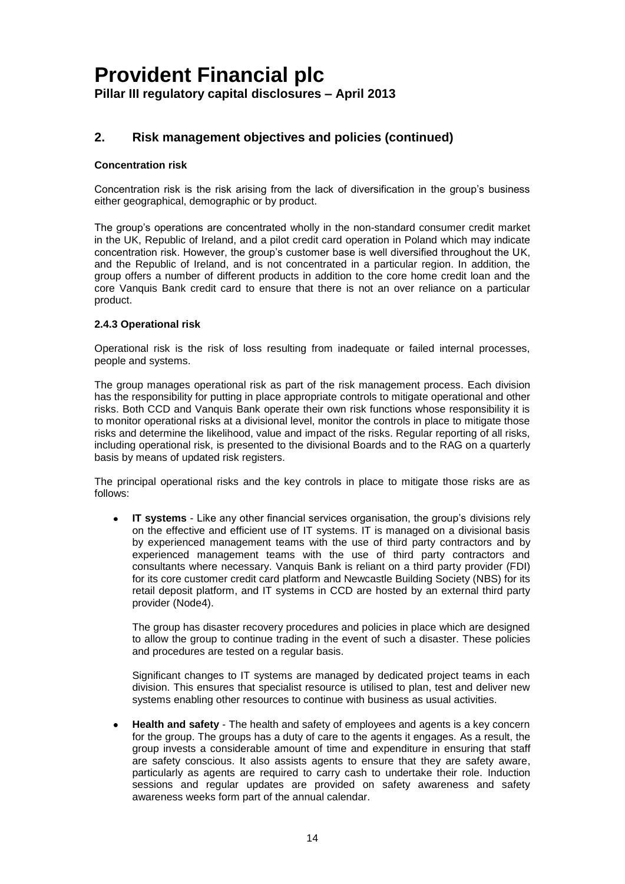## 2. Risk management objectives and policies (continued)

**Concentration risk**

Concentration risk is the risk arising from the lack of diversification in the group's business either geographical, demographic or by product.

The group's operations are concentrated wholly in the non-standard consumer credit market in the UK, Republic of Ireland, and a pilot credit card operation in Poland which may indicate concentration risk. However, the group's customer base is well diversified throughout the UK, and the Republic of Ireland, and is not concentrated in a particular region. In addition, the group offers a number of different products in addition to the core home credit loan and the core Vanquis Bank credit card to ensure that there is not an over reliance on a particular product.

**2.4.3 Operational risk**

Operational risk is the risk of loss resulting from inadequate or failed internal processes, people and systems.

The group manages operational risk as part of the risk management process. Each division has the responsibility for putting in place appropriate controls to mitigate operational and other risks. Both CCD and Vanquis Bank operate their own risk functions whose responsibility it is to monitor operational risks at a divisional level, monitor the controls in place to mitigate those risks and determine the likelihood, value and impact of the risks. Regular reporting of all risks, including operational risk, is presented to the divisional Boards and to the RAG on a quarterly basis by means of updated risk registers.

The principal operational risks and the key controls in place to mitigate those risks are as follows:

- **IT systems** - Like any other financial services organisation, the group's divisions rely on the effective and efficient use of IT systems. IT is managed on a divisional basis by experienced management teams with the use of third party contractors and by experienced management teams with the use of third party contractors and consultants where necessary. Vanquis Bank is reliant on a third party provider (FDI) for its core customer credit card platform and Newcastle Building Society (NBS) for its retail deposit platform, and IT systems in CCD are hosted by an external third party provider (Node4).

  The group has disaster recovery procedures and policies in place which are designed to allow the group to continue trading in the event of such a disaster. These policies and procedures are tested on a regular basis.

  Significant changes to IT systems are managed by dedicated project teams in each division. This ensures that specialist resource is utilised to plan, test and deliver new systems enabling other resources to continue with business as usual activities.

- **Health and safety** - The health and safety of employees and agents is a key concern for the group. The groups has a duty of care to the agents it engages. As a result, the group invests a considerable amount of time and expenditure in ensuring that staff are safety conscious. It also assists agents to ensure that they are safety aware, particularly as agents are required to carry cash to undertake their role. Induction sessions and regular updates are provided on safety awareness and safety awareness weeks form part of the annual calendar.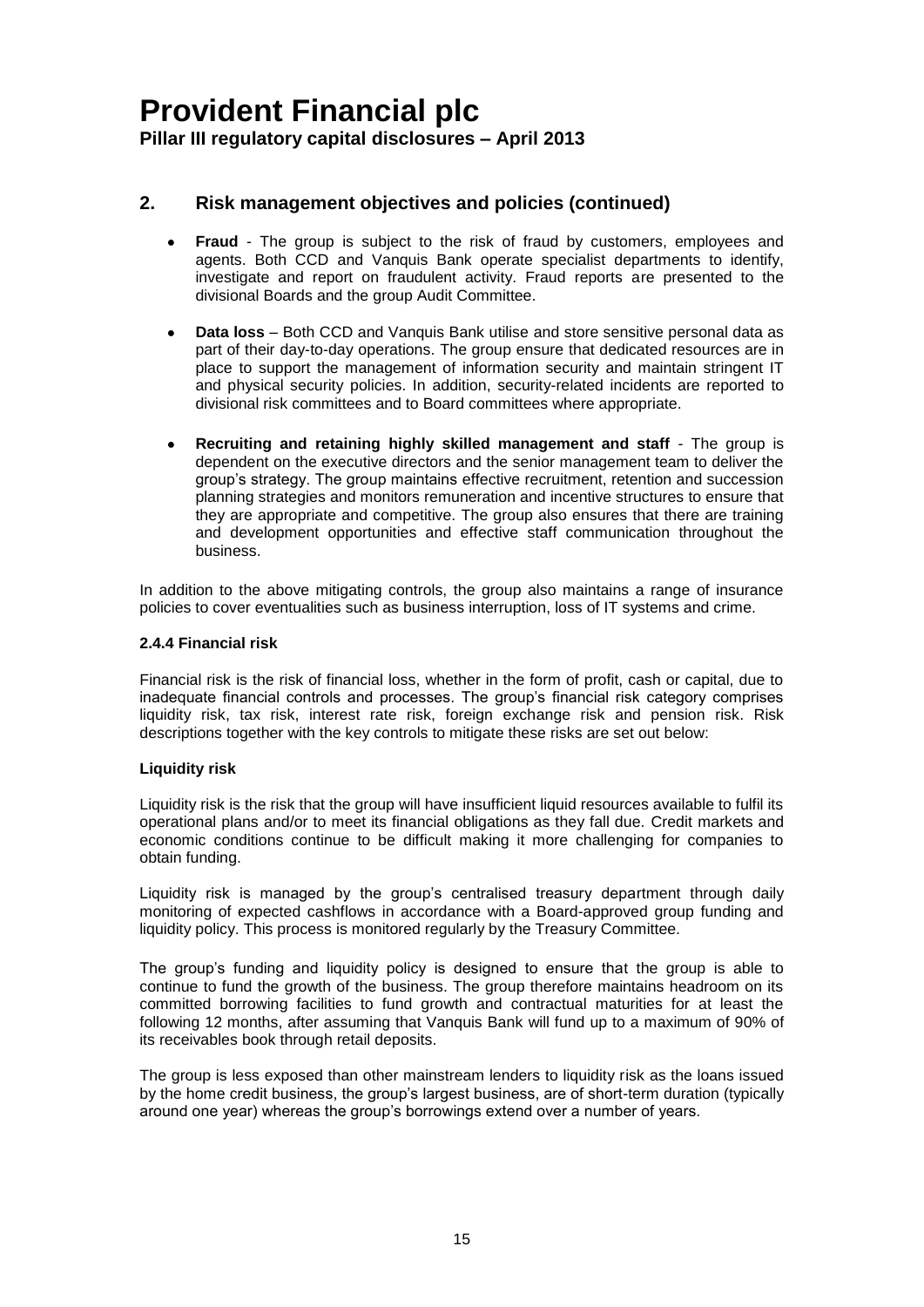## 2. Risk management objectives and policies (continued)

- **Fraud** - The group is subject to the risk of fraud by customers, employees and agents. Both CCD and Vanquis Bank operate specialist departments to identify, investigate and report on fraudulent activity. Fraud reports are presented to the divisional Boards and the group Audit Committee.
- **Data loss** – Both CCD and Vanquis Bank utilise and store sensitive personal data as part of their day-to-day operations. The group ensure that dedicated resources are in place to support the management of information security and maintain stringent IT and physical security policies. In addition, security-related incidents are reported to divisional risk committees and to Board committees where appropriate.
- **Recruiting and retaining highly skilled management and staff** - The group is dependent on the executive directors and the senior management team to deliver the group's strategy. The group maintains effective recruitment, retention and succession planning strategies and monitors remuneration and incentive structures to ensure that they are appropriate and competitive. The group also ensures that there are training and development opportunities and effective staff communication throughout the business.

In addition to the above mitigating controls, the group also maintains a range of insurance policies to cover eventualities such as business interruption, loss of IT systems and crime.

### 2.4.4 Financial risk

Financial risk is the risk of financial loss, whether in the form of profit, cash or capital, due to inadequate financial controls and processes. The group's financial risk category comprises liquidity risk, tax risk, interest rate risk, foreign exchange risk and pension risk. Risk descriptions together with the key controls to mitigate these risks are set out below:

**Liquidity risk**

Liquidity risk is the risk that the group will have insufficient liquid resources available to fulfil its operational plans and/or to meet its financial obligations as they fall due. Credit markets and economic conditions continue to be difficult making it more challenging for companies to obtain funding.

Liquidity risk is managed by the group's centralised treasury department through daily monitoring of expected cashflows in accordance with a Board-approved group funding and liquidity policy. This process is monitored regularly by the Treasury Committee.

The group's funding and liquidity policy is designed to ensure that the group is able to continue to fund the growth of the business. The group therefore maintains headroom on its committed borrowing facilities to fund growth and contractual maturities for at least the following 12 months, after assuming that Vanquis Bank will fund up to a maximum of 90% of its receivables book through retail deposits.

The group is less exposed than other mainstream lenders to liquidity risk as the loans issued by the home credit business, the group's largest business, are of short-term duration (typically around one year) whereas the group's borrowings extend over a number of years.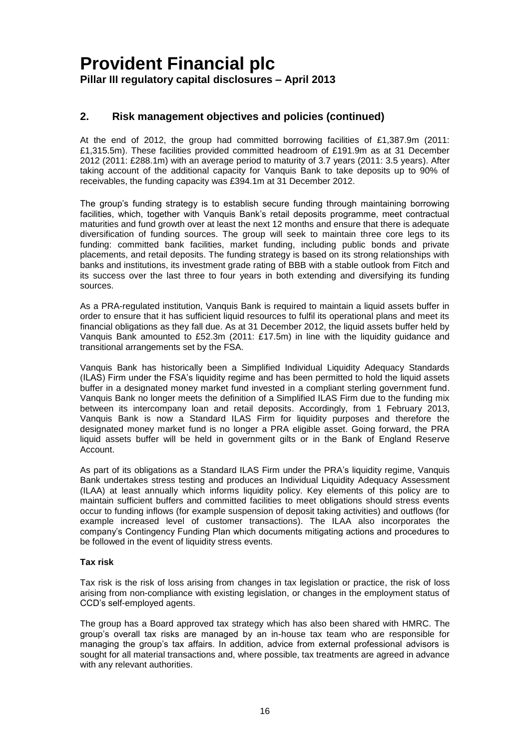## 2. Risk management objectives and policies (continued)

At the end of 2012, the group had committed borrowing facilities of £1,387.9m (2011: £1,315.5m). These facilities provided committed headroom of £191.9m as at 31 December 2012 (2011: £288.1m) with an average period to maturity of 3.7 years (2011: 3.5 years). After taking account of the additional capacity for Vanquis Bank to take deposits up to 90% of receivables, the funding capacity was £394.1m at 31 December 2012.

The group's funding strategy is to establish secure funding through maintaining borrowing facilities, which, together with Vanquis Bank's retail deposits programme, meet contractual maturities and fund growth over at least the next 12 months and ensure that there is adequate diversification of funding sources. The group will seek to maintain three core legs to its funding: committed bank facilities, market funding, including public bonds and private placements, and retail deposits. The funding strategy is based on its strong relationships with banks and institutions, its investment grade rating of BBB with a stable outlook from Fitch and its success over the last three to four years in both extending and diversifying its funding sources.

As a PRA-regulated institution, Vanquis Bank is required to maintain a liquid assets buffer in order to ensure that it has sufficient liquid resources to fulfil its operational plans and meet its financial obligations as they fall due. As at 31 December 2012, the liquid assets buffer held by Vanquis Bank amounted to £52.3m (2011: £17.5m) in line with the liquidity guidance and transitional arrangements set by the FSA.

Vanquis Bank has historically been a Simplified Individual Liquidity Adequacy Standards (ILAS) Firm under the FSA's liquidity regime and has been permitted to hold the liquid assets buffer in a designated money market fund invested in a compliant sterling government fund. Vanquis Bank no longer meets the definition of a Simplified ILAS Firm due to the funding mix between its intercompany loan and retail deposits. Accordingly, from 1 February 2013, Vanquis Bank is now a Standard ILAS Firm for liquidity purposes and therefore the designated money market fund is no longer a PRA eligible asset. Going forward, the PRA liquid assets buffer will be held in government gilts or in the Bank of England Reserve Account.

As part of its obligations as a Standard ILAS Firm under the PRA's liquidity regime, Vanquis Bank undertakes stress testing and produces an Individual Liquidity Adequacy Assessment (ILAA) at least annually which informs liquidity policy. Key elements of this policy are to maintain sufficient buffers and committed facilities to meet obligations should stress events occur to funding inflows (for example suspension of deposit taking activities) and outflows (for example increased level of customer transactions). The ILAA also incorporates the company's Contingency Funding Plan which documents mitigating actions and procedures to be followed in the event of liquidity stress events.

**Tax risk**

Tax risk is the risk of loss arising from changes in tax legislation or practice, the risk of loss arising from non-compliance with existing legislation, or changes in the employment status of CCD's self-employed agents.

The group has a Board approved tax strategy which has also been shared with HMRC. The group's overall tax risks are managed by an in-house tax team who are responsible for managing the group's tax affairs. In addition, advice from external professional advisors is sought for all material transactions and, where possible, tax treatments are agreed in advance with any relevant authorities.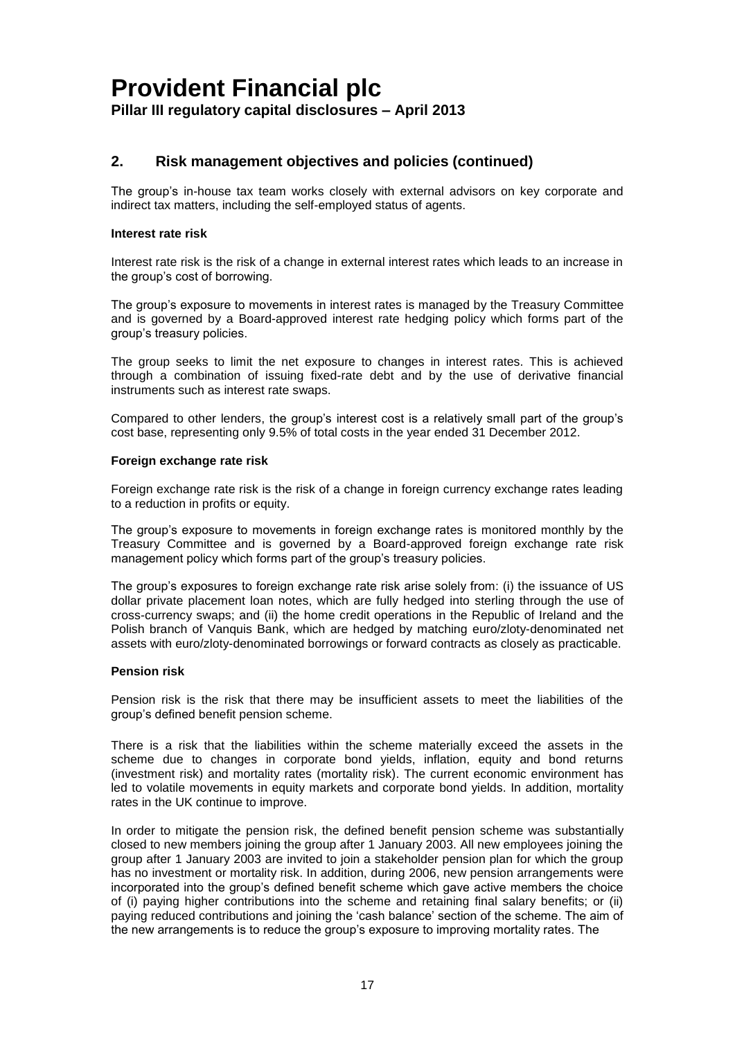## 2. Risk management objectives and policies (continued)

The group's in-house tax team works closely with external advisors on key corporate and indirect tax matters, including the self-employed status of agents.

**Interest rate risk**

Interest rate risk is the risk of a change in external interest rates which leads to an increase in the group's cost of borrowing.

The group's exposure to movements in interest rates is managed by the Treasury Committee and is governed by a Board-approved interest rate hedging policy which forms part of the group's treasury policies.

The group seeks to limit the net exposure to changes in interest rates. This is achieved through a combination of issuing fixed-rate debt and by the use of derivative financial instruments such as interest rate swaps.

Compared to other lenders, the group's interest cost is a relatively small part of the group's cost base, representing only 9.5% of total costs in the year ended 31 December 2012.

**Foreign exchange rate risk**

Foreign exchange rate risk is the risk of a change in foreign currency exchange rates leading to a reduction in profits or equity.

The group's exposure to movements in foreign exchange rates is monitored monthly by the Treasury Committee and is governed by a Board-approved foreign exchange rate risk management policy which forms part of the group's treasury policies.

The group's exposures to foreign exchange rate risk arise solely from: (i) the issuance of US dollar private placement loan notes, which are fully hedged into sterling through the use of cross-currency swaps; and (ii) the home credit operations in the Republic of Ireland and the Polish branch of Vanquis Bank, which are hedged by matching euro/zloty-denominated net assets with euro/zloty-denominated borrowings or forward contracts as closely as practicable.

**Pension risk**

Pension risk is the risk that there may be insufficient assets to meet the liabilities of the group's defined benefit pension scheme.

There is a risk that the liabilities within the scheme materially exceed the assets in the scheme due to changes in corporate bond yields, inflation, equity and bond returns (investment risk) and mortality rates (mortality risk). The current economic environment has led to volatile movements in equity markets and corporate bond yields. In addition, mortality rates in the UK continue to improve.

In order to mitigate the pension risk, the defined benefit pension scheme was substantially closed to new members joining the group after 1 January 2003. All new employees joining the group after 1 January 2003 are invited to join a stakeholder pension plan for which the group has no investment or mortality risk. In addition, during 2006, new pension arrangements were incorporated into the group's defined benefit scheme which gave active members the choice of (i) paying higher contributions into the scheme and retaining final salary benefits; or (ii) paying reduced contributions and joining the 'cash balance' section of the scheme. The aim of the new arrangements is to reduce the group's exposure to improving mortality rates. The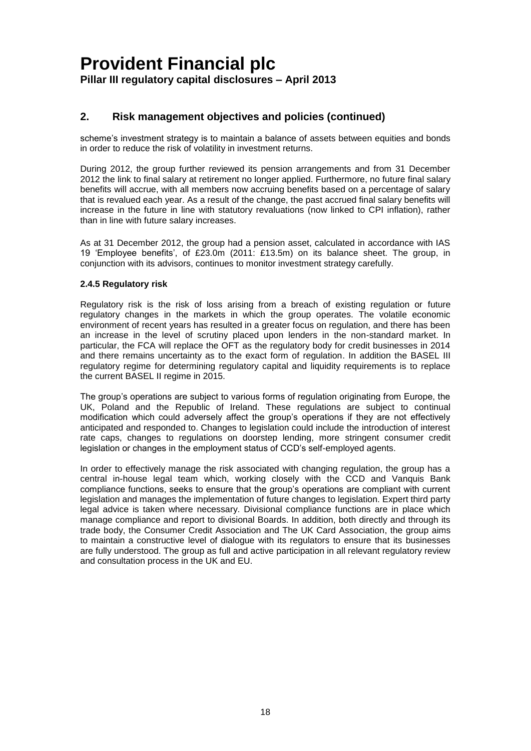## 2. Risk management objectives and policies (continued)

scheme's investment strategy is to maintain a balance of assets between equities and bonds in order to reduce the risk of volatility in investment returns.

During 2012, the group further reviewed its pension arrangements and from 31 December 2012 the link to final salary at retirement no longer applied. Furthermore, no future final salary benefits will accrue, with all members now accruing benefits based on a percentage of salary that is revalued each year. As a result of the change, the past accrued final salary benefits will increase in the future in line with statutory revaluations (now linked to CPI inflation), rather than in line with future salary increases.

As at 31 December 2012, the group had a pension asset, calculated in accordance with IAS 19 'Employee benefits', of £23.0m (2011: £13.5m) on its balance sheet. The group, in conjunction with its advisors, continues to monitor investment strategy carefully.

#### 2.4.5 Regulatory risk

Regulatory risk is the risk of loss arising from a breach of existing regulation or future regulatory changes in the markets in which the group operates. The volatile economic environment of recent years has resulted in a greater focus on regulation, and there has been an increase in the level of scrutiny placed upon lenders in the non-standard market. In particular, the FCA will replace the OFT as the regulatory body for credit businesses in 2014 and there remains uncertainty as to the exact form of regulation. In addition the BASEL III regulatory regime for determining regulatory capital and liquidity requirements is to replace the current BASEL II regime in 2015.

The group's operations are subject to various forms of regulation originating from Europe, the UK, Poland and the Republic of Ireland. These regulations are subject to continual modification which could adversely affect the group's operations if they are not effectively anticipated and responded to. Changes to legislation could include the introduction of interest rate caps, changes to regulations on doorstep lending, more stringent consumer credit legislation or changes in the employment status of CCD's self-employed agents.

In order to effectively manage the risk associated with changing regulation, the group has a central in-house legal team which, working closely with the CCD and Vanquis Bank compliance functions, seeks to ensure that the group's operations are compliant with current legislation and manages the implementation of future changes to legislation. Expert third party legal advice is taken where necessary. Divisional compliance functions are in place which manage compliance and report to divisional Boards. In addition, both directly and through its trade body, the Consumer Credit Association and The UK Card Association, the group aims to maintain a constructive level of dialogue with its regulators to ensure that its businesses are fully understood. The group as full and active participation in all relevant regulatory review and consultation process in the UK and EU.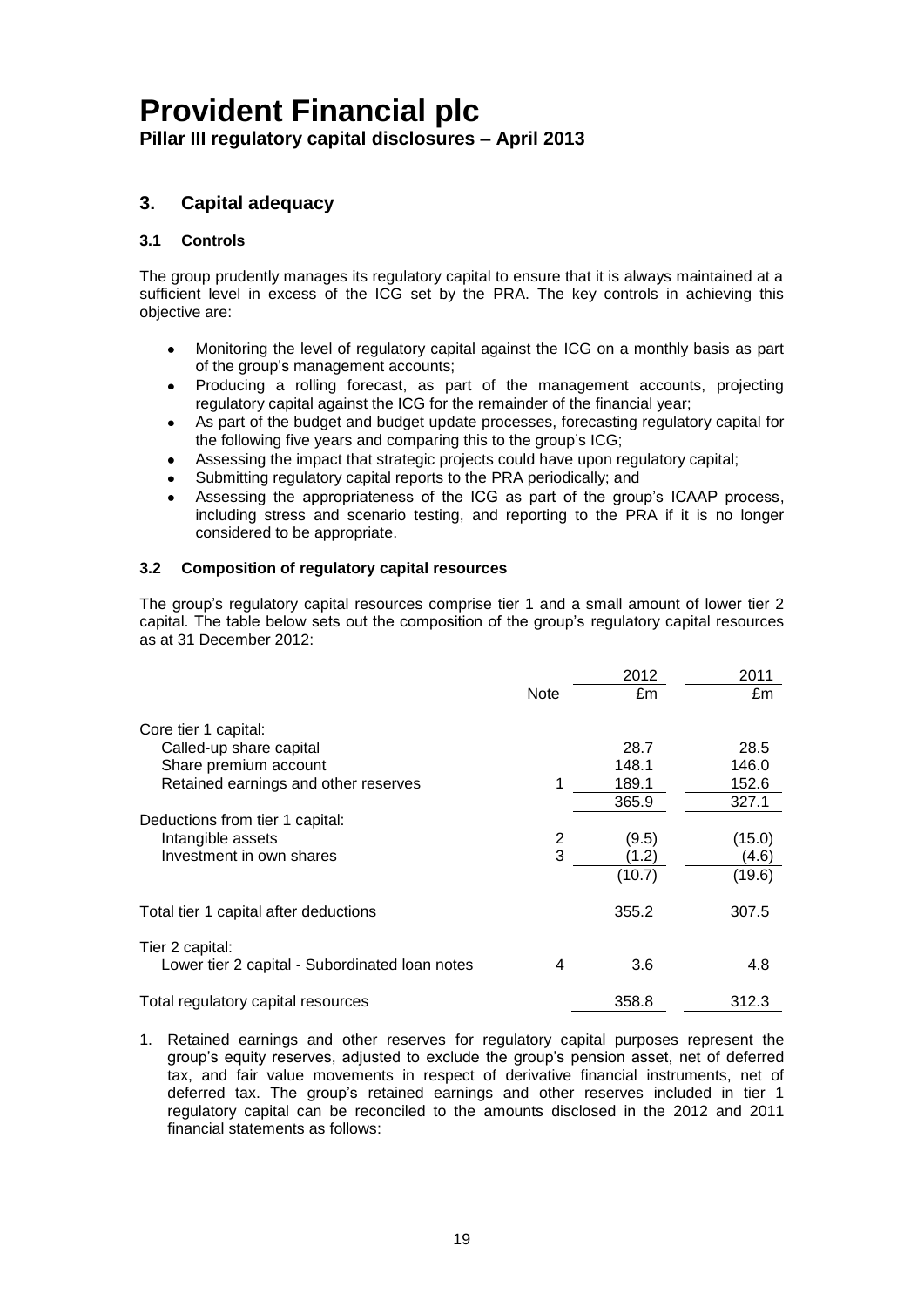## 3. Capital adequacy

### 3.1 Controls

The group prudently manages its regulatory capital to ensure that it is always maintained at a sufficient level in excess of the ICG set by the PRA. The key controls in achieving this objective are:

- Monitoring the level of regulatory capital against the ICG on a monthly basis as part of the group's management accounts;
- Producing a rolling forecast, as part of the management accounts, projecting regulatory capital against the ICG for the remainder of the financial year;
- As part of the budget and budget update processes, forecasting regulatory capital for the following five years and comparing this to the group's ICG;
- Assessing the impact that strategic projects could have upon regulatory capital;
- Submitting regulatory capital reports to the PRA periodically; and
- Assessing the appropriateness of the ICG as part of the group's ICAAP process, including stress and scenario testing, and reporting to the PRA if it is no longer considered to be appropriate.

### 3.2 Composition of regulatory capital resources

The group's regulatory capital resources comprise tier 1 and a small amount of lower tier 2 capital. The table below sets out the composition of the group's regulatory capital resources as at 31 December 2012:

| | Note | 2012 £m | 2011 £m |
|---|---|---|---|
| Core tier 1 capital: | | | |
| Called-up share capital | | 28.7 | 28.5 |
| Share premium account | | 148.1 | 146.0 |
| Retained earnings and other reserves | 1 | 189.1 | 152.6 |
| | | 365.9 | 327.1 |
| Deductions from tier 1 capital: | | | |
| Intangible assets | 2 | (9.5) | (15.0) |
| Investment in own shares | 3 | (1.2) | (4.6) |
| | | (10.7) | (19.6) |
| Total tier 1 capital after deductions | | 355.2 | 307.5 |
| Tier 2 capital: | | | |
| Lower tier 2 capital - Subordinated loan notes | 4 | 3.6 | 4.8 |
| Total regulatory capital resources | | 358.8 | 312.3 |

1. Retained earnings and other reserves for regulatory capital purposes represent the group's equity reserves, adjusted to exclude the group's pension asset, net of deferred tax, and fair value movements in respect of derivative financial instruments, net of deferred tax. The group's retained earnings and other reserves included in tier 1 regulatory capital can be reconciled to the amounts disclosed in the 2012 and 2011 financial statements as follows: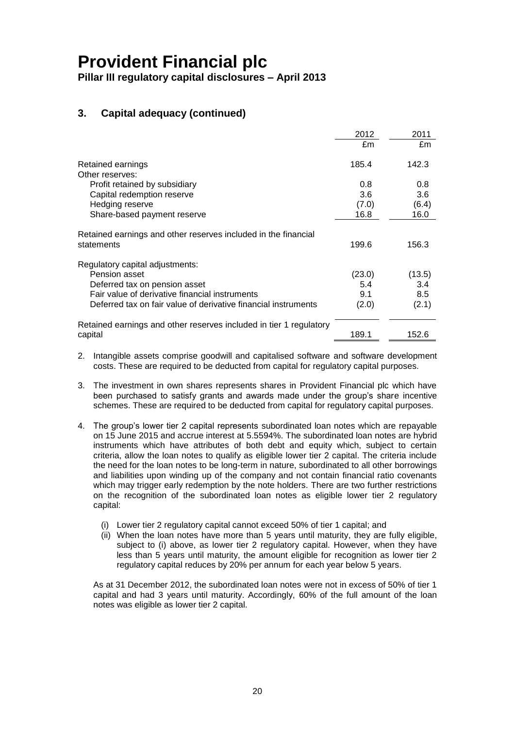# Provident Financial plc

**Pillar III regulatory capital disclosures – April 2013**

## 3. Capital adequacy (continued)

| | 2012 | 2011 |
|---|---|---|
| | £m | £m |
| Retained earnings | 185.4 | 142.3 |
| Other reserves: | | |
| Profit retained by subsidiary | 0.8 | 0.8 |
| Capital redemption reserve | 3.6 | 3.6 |
| Hedging reserve | (7.0) | (6.4) |
| Share-based payment reserve | 16.8 | 16.0 |
| Retained earnings and other reserves included in the financial statements | 199.6 | 156.3 |
| Regulatory capital adjustments: | | |
| Pension asset | (23.0) | (13.5) |
| Deferred tax on pension asset | 5.4 | 3.4 |
| Fair value of derivative financial instruments | 9.1 | 8.5 |
| Deferred tax on fair value of derivative financial instruments | (2.0) | (2.1) |
| Retained earnings and other reserves included in tier 1 regulatory capital | 189.1 | 152.6 |

2. Intangible assets comprise goodwill and capitalised software and software development costs. These are required to be deducted from capital for regulatory capital purposes.

3. The investment in own shares represents shares in Provident Financial plc which have been purchased to satisfy grants and awards made under the group's share incentive schemes. These are required to be deducted from capital for regulatory capital purposes.

4. The group's lower tier 2 capital represents subordinated loan notes which are repayable on 15 June 2015 and accrue interest at 5.5594%. The subordinated loan notes are hybrid instruments which have attributes of both debt and equity which, subject to certain criteria, allow the loan notes to qualify as eligible lower tier 2 capital. The criteria include the need for the loan notes to be long-term in nature, subordinated to all other borrowings and liabilities upon winding up of the company and not contain financial ratio covenants which may trigger early redemption by the note holders. There are two further restrictions on the recognition of the subordinated loan notes as eligible lower tier 2 regulatory capital:

   (i) Lower tier 2 regulatory capital cannot exceed 50% of tier 1 capital; and

   (ii) When the loan notes have more than 5 years until maturity, they are fully eligible, subject to (i) above, as lower tier 2 regulatory capital. However, when they have less than 5 years until maturity, the amount eligible for recognition as lower tier 2 regulatory capital reduces by 20% per annum for each year below 5 years.

   As at 31 December 2012, the subordinated loan notes were not in excess of 50% of tier 1 capital and had 3 years until maturity. Accordingly, 60% of the full amount of the loan notes was eligible as lower tier 2 capital.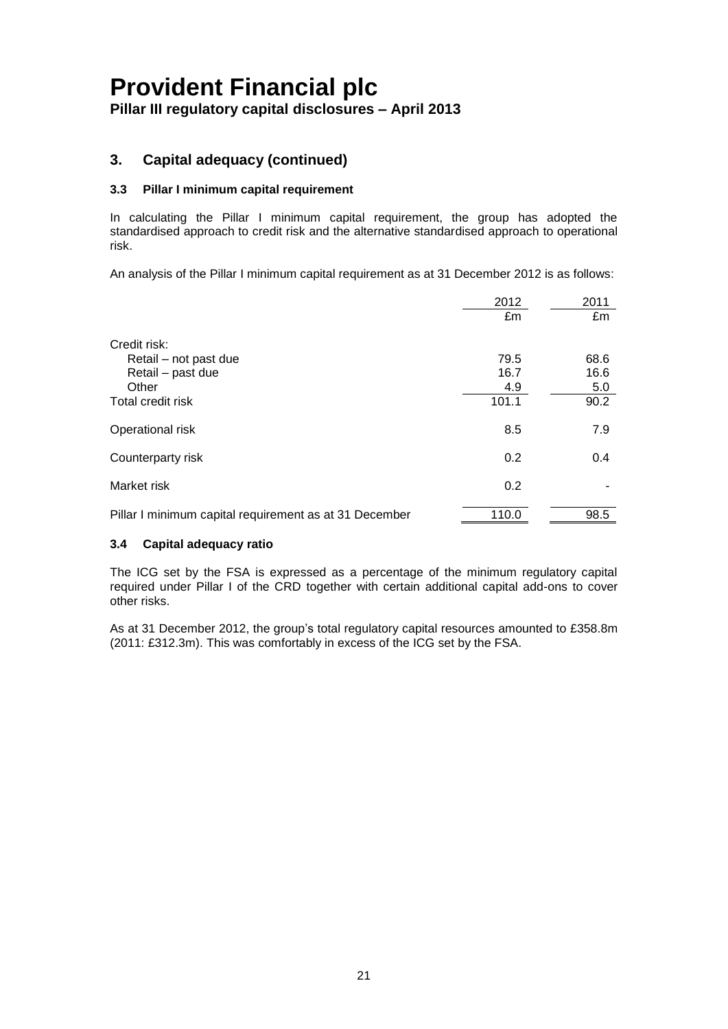## 3. Capital adequacy (continued)

### 3.3 Pillar I minimum capital requirement

In calculating the Pillar I minimum capital requirement, the group has adopted the standardised approach to credit risk and the alternative standardised approach to operational risk.

An analysis of the Pillar I minimum capital requirement as at 31 December 2012 is as follows:

| | 2012 | 2011 |
|---|---|---|
| | £m | £m |
| Credit risk: | | |
| Retail – not past due | 79.5 | 68.6 |
| Retail – past due | 16.7 | 16.6 |
| Other | 4.9 | 5.0 |
| Total credit risk | 101.1 | 90.2 |
| Operational risk | 8.5 | 7.9 |
| Counterparty risk | 0.2 | 0.4 |
| Market risk | 0.2 | - |
| Pillar I minimum capital requirement as at 31 December | 110.0 | 98.5 |

### 3.4 Capital adequacy ratio

The ICG set by the FSA is expressed as a percentage of the minimum regulatory capital required under Pillar I of the CRD together with certain additional capital add-ons to cover other risks.

As at 31 December 2012, the group's total regulatory capital resources amounted to £358.8m (2011: £312.3m). This was comfortably in excess of the ICG set by the FSA.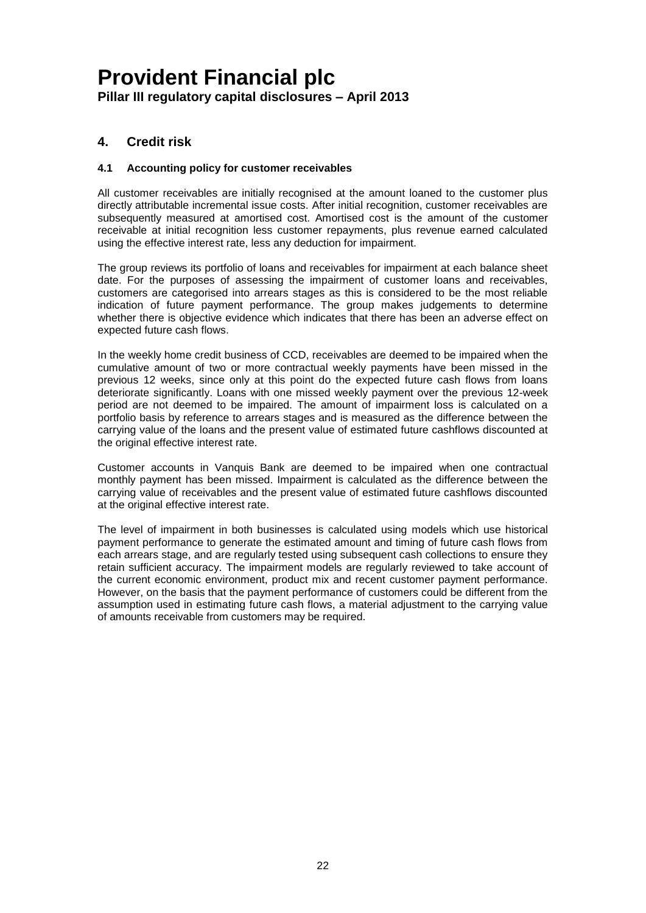## 4. Credit risk

### 4.1 Accounting policy for customer receivables

All customer receivables are initially recognised at the amount loaned to the customer plus directly attributable incremental issue costs. After initial recognition, customer receivables are subsequently measured at amortised cost. Amortised cost is the amount of the customer receivable at initial recognition less customer repayments, plus revenue earned calculated using the effective interest rate, less any deduction for impairment.

The group reviews its portfolio of loans and receivables for impairment at each balance sheet date. For the purposes of assessing the impairment of customer loans and receivables, customers are categorised into arrears stages as this is considered to be the most reliable indication of future payment performance. The group makes judgements to determine whether there is objective evidence which indicates that there has been an adverse effect on expected future cash flows.

In the weekly home credit business of CCD, receivables are deemed to be impaired when the cumulative amount of two or more contractual weekly payments have been missed in the previous 12 weeks, since only at this point do the expected future cash flows from loans deteriorate significantly. Loans with one missed weekly payment over the previous 12-week period are not deemed to be impaired. The amount of impairment loss is calculated on a portfolio basis by reference to arrears stages and is measured as the difference between the carrying value of the loans and the present value of estimated future cashflows discounted at the original effective interest rate.

Customer accounts in Vanquis Bank are deemed to be impaired when one contractual monthly payment has been missed. Impairment is calculated as the difference between the carrying value of receivables and the present value of estimated future cashflows discounted at the original effective interest rate.

The level of impairment in both businesses is calculated using models which use historical payment performance to generate the estimated amount and timing of future cash flows from each arrears stage, and are regularly tested using subsequent cash collections to ensure they retain sufficient accuracy. The impairment models are regularly reviewed to take account of the current economic environment, product mix and recent customer payment performance. However, on the basis that the payment performance of customers could be different from the assumption used in estimating future cash flows, a material adjustment to the carrying value of amounts receivable from customers may be required.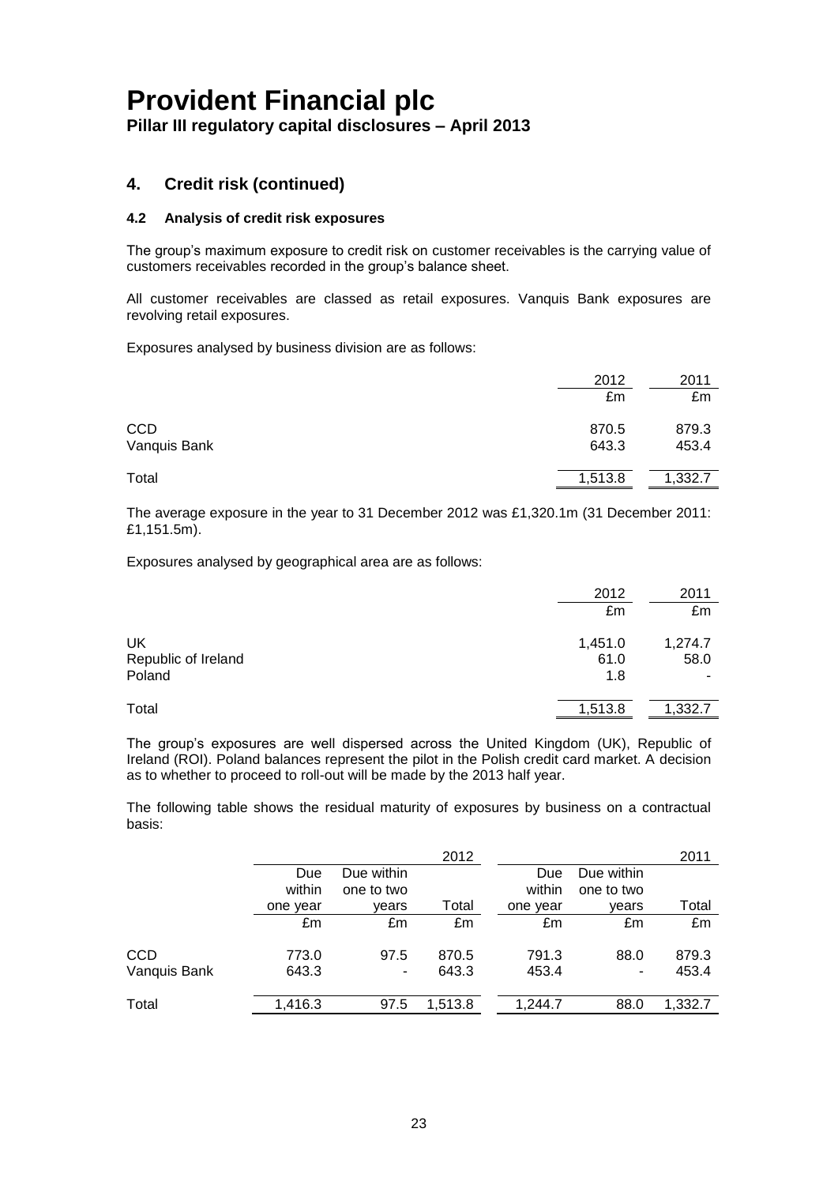## 4. Credit risk (continued)

### 4.2 Analysis of credit risk exposures

The group's maximum exposure to credit risk on customer receivables is the carrying value of customers receivables recorded in the group's balance sheet.

All customer receivables are classed as retail exposures. Vanquis Bank exposures are revolving retail exposures.

Exposures analysed by business division are as follows:

| | 2012 | 2011 |
|---|---|---|
| | £m | £m |
| CCD | 870.5 | 879.3 |
| Vanquis Bank | 643.3 | 453.4 |
| Total | 1,513.8 | 1,332.7 |

The average exposure in the year to 31 December 2012 was £1,320.1m (31 December 2011: £1,151.5m).

Exposures analysed by geographical area are as follows:

| | 2012 | 2011 |
|---|---|---|
| | £m | £m |
| UK | 1,451.0 | 1,274.7 |
| Republic of Ireland | 61.0 | 58.0 |
| Poland | 1.8 | - |
| Total | 1,513.8 | 1,332.7 |

The group's exposures are well dispersed across the United Kingdom (UK), Republic of Ireland (ROI). Poland balances represent the pilot in the Polish credit card market. A decision as to whether to proceed to roll-out will be made by the 2013 half year.

The following table shows the residual maturity of exposures by business on a contractual basis:

| | | | 2012 | | | 2011 |
|---|---|---|---|---|---|---|
| | Due within one year | Due within one to two years | Total | Due within one year | Due within one to two years | Total |
| | £m | £m | £m | £m | £m | £m |
| CCD | 773.0 | 97.5 | 870.5 | 791.3 | 88.0 | 879.3 |
| Vanquis Bank | 643.3 | - | 643.3 | 453.4 | - | 453.4 |
| Total | 1,416.3 | 97.5 | 1,513.8 | 1,244.7 | 88.0 | 1,332.7 |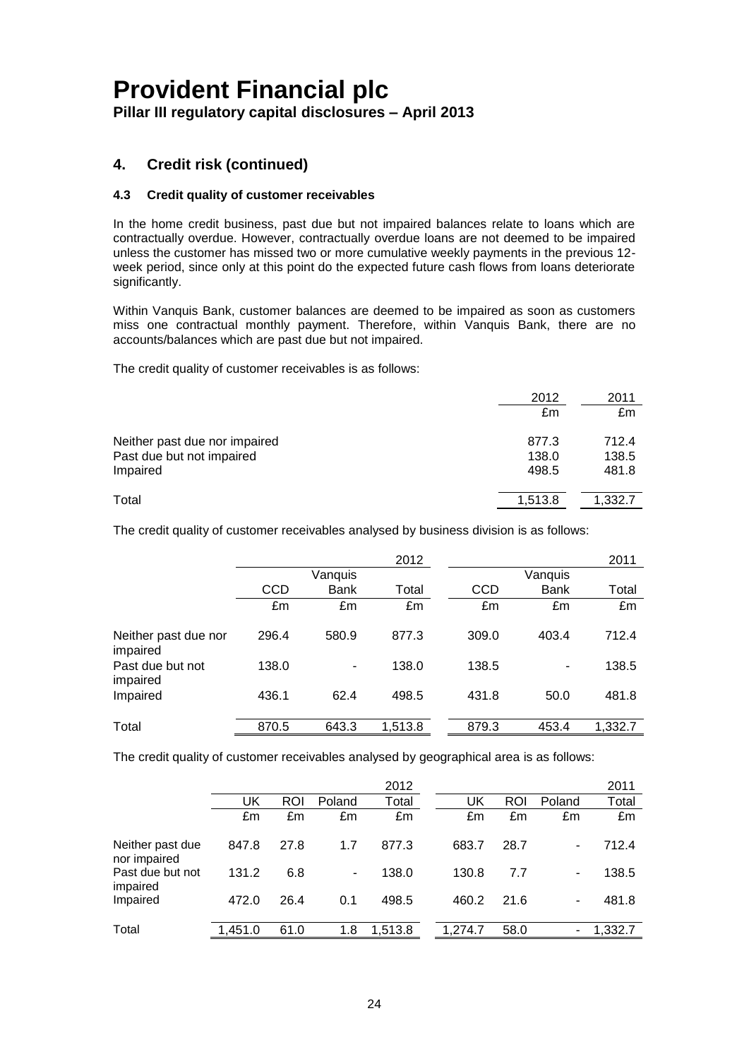## 4. Credit risk (continued)

### 4.3 Credit quality of customer receivables

In the home credit business, past due but not impaired balances relate to loans which are contractually overdue. However, contractually overdue loans are not deemed to be impaired unless the customer has missed two or more cumulative weekly payments in the previous 12-week period, since only at this point do the expected future cash flows from loans deteriorate significantly.

Within Vanquis Bank, customer balances are deemed to be impaired as soon as customers miss one contractual monthly payment. Therefore, within Vanquis Bank, there are no accounts/balances which are past due but not impaired.

The credit quality of customer receivables is as follows:

| | 2012 | 2011 |
|---|---|---|
| | £m | £m |
| Neither past due nor impaired | 877.3 | 712.4 |
| Past due but not impaired | 138.0 | 138.5 |
| Impaired | 498.5 | 481.8 |
| Total | 1,513.8 | 1,332.7 |

The credit quality of customer receivables analysed by business division is as follows:

| | | | 2012 | | | 2011 |
|---|---|---|---|---|---|---|
| | CCD | Vanquis Bank | Total | CCD | Vanquis Bank | Total |
| | £m | £m | £m | £m | £m | £m |
| Neither past due nor impaired | 296.4 | 580.9 | 877.3 | 309.0 | 403.4 | 712.4 |
| Past due but not impaired | 138.0 | - | 138.0 | 138.5 | - | 138.5 |
| Impaired | 436.1 | 62.4 | 498.5 | 431.8 | 50.0 | 481.8 |
| Total | 870.5 | 643.3 | 1,513.8 | 879.3 | 453.4 | 1,332.7 |

The credit quality of customer receivables analysed by geographical area is as follows:

| | | | | 2012 | | | | 2011 |
|---|---|---|---|---|---|---|---|---|
| | UK | ROI | Poland | Total | UK | ROI | Poland | Total |
| | £m | £m | £m | £m | £m | £m | £m | £m |
| Neither past due nor impaired | 847.8 | 27.8 | 1.7 | 877.3 | 683.7 | 28.7 | - | 712.4 |
| Past due but not impaired | 131.2 | 6.8 | - | 138.0 | 130.8 | 7.7 | - | 138.5 |
| Impaired | 472.0 | 26.4 | 0.1 | 498.5 | 460.2 | 21.6 | - | 481.8 |
| Total | 1,451.0 | 61.0 | 1.8 | 1,513.8 | 1,274.7 | 58.0 | - | 1,332.7 |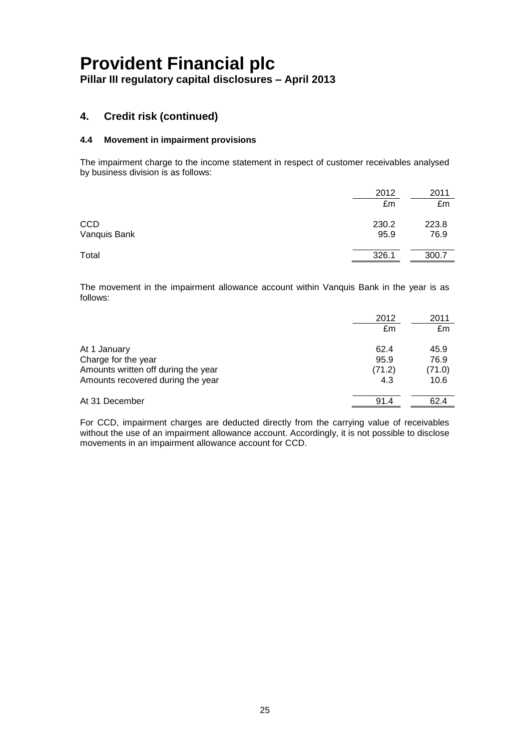# Provident Financial plc

**Pillar III regulatory capital disclosures – April 2013**

## 4. Credit risk (continued)

### 4.4 Movement in impairment provisions

The impairment charge to the income statement in respect of customer receivables analysed by business division is as follows:

| | 2012 | 2011 |
|---|---|---|
| | £m | £m |
| CCD | 230.2 | 223.8 |
| Vanquis Bank | 95.9 | 76.9 |
| Total | 326.1 | 300.7 |

The movement in the impairment allowance account within Vanquis Bank in the year is as follows:

| | 2012 | 2011 |
|---|---|---|
| | £m | £m |
| At 1 January | 62.4 | 45.9 |
| Charge for the year | 95.9 | 76.9 |
| Amounts written off during the year | (71.2) | (71.0) |
| Amounts recovered during the year | 4.3 | 10.6 |
| At 31 December | 91.4 | 62.4 |

For CCD, impairment charges are deducted directly from the carrying value of receivables without the use of an impairment allowance account. Accordingly, it is not possible to disclose movements in an impairment allowance account for CCD.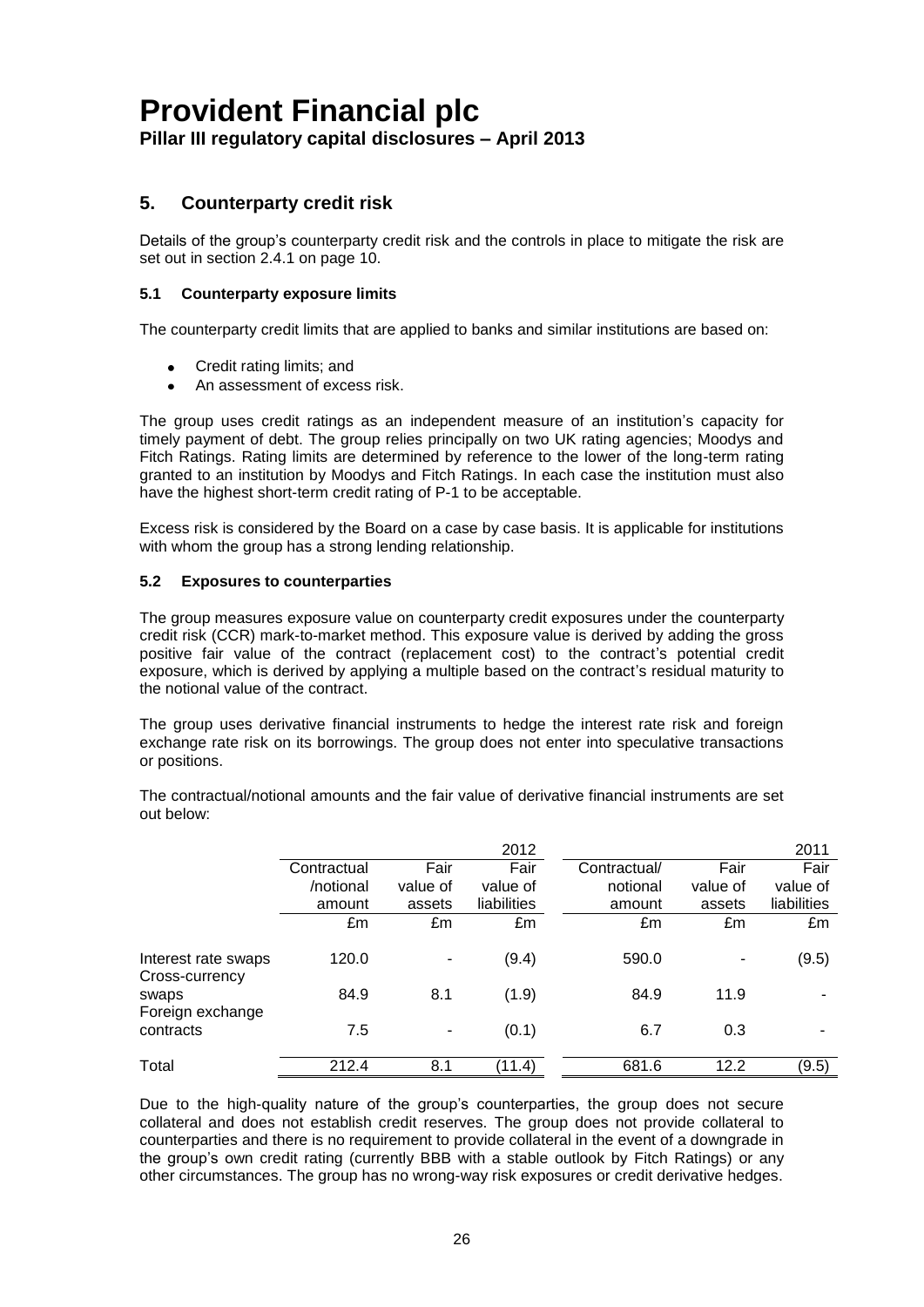# Provident Financial plc

**Pillar III regulatory capital disclosures – April 2013**

## 5. Counterparty credit risk

Details of the group's counterparty credit risk and the controls in place to mitigate the risk are set out in section 2.4.1 on page 10.

### 5.1 Counterparty exposure limits

The counterparty credit limits that are applied to banks and similar institutions are based on:

- Credit rating limits; and
- An assessment of excess risk.

The group uses credit ratings as an independent measure of an institution's capacity for timely payment of debt. The group relies principally on two UK rating agencies; Moodys and Fitch Ratings. Rating limits are determined by reference to the lower of the long-term rating granted to an institution by Moodys and Fitch Ratings. In each case the institution must also have the highest short-term credit rating of P-1 to be acceptable.

Excess risk is considered by the Board on a case by case basis. It is applicable for institutions with whom the group has a strong lending relationship.

### 5.2 Exposures to counterparties

The group measures exposure value on counterparty credit exposures under the counterparty credit risk (CCR) mark-to-market method. This exposure value is derived by adding the gross positive fair value of the contract (replacement cost) to the contract's potential credit exposure, which is derived by applying a multiple based on the contract's residual maturity to the notional value of the contract.

The group uses derivative financial instruments to hedge the interest rate risk and foreign exchange rate risk on its borrowings. The group does not enter into speculative transactions or positions.

The contractual/notional amounts and the fair value of derivative financial instruments are set out below:

| | | | 2012 | | | 2011 |
|---|---|---|---|---|---|---|
| | Contractual /notional amount | Fair value of assets | Fair value of liabilities | Contractual/ notional amount | Fair value of assets | Fair value of liabilities |
| | £m | £m | £m | £m | £m | £m |
| Interest rate swaps | 120.0 | - | (9.4) | 590.0 | - | (9.5) |
| Cross-currency swaps | 84.9 | 8.1 | (1.9) | 84.9 | 11.9 | - |
| Foreign exchange contracts | 7.5 | - | (0.1) | 6.7 | 0.3 | - |
| Total | 212.4 | 8.1 | (11.4) | 681.6 | 12.2 | (9.5) |

Due to the high-quality nature of the group's counterparties, the group does not secure collateral and does not establish credit reserves. The group does not provide collateral to counterparties and there is no requirement to provide collateral in the event of a downgrade in the group's own credit rating (currently BBB with a stable outlook by Fitch Ratings) or any other circumstances. The group has no wrong-way risk exposures or credit derivative hedges.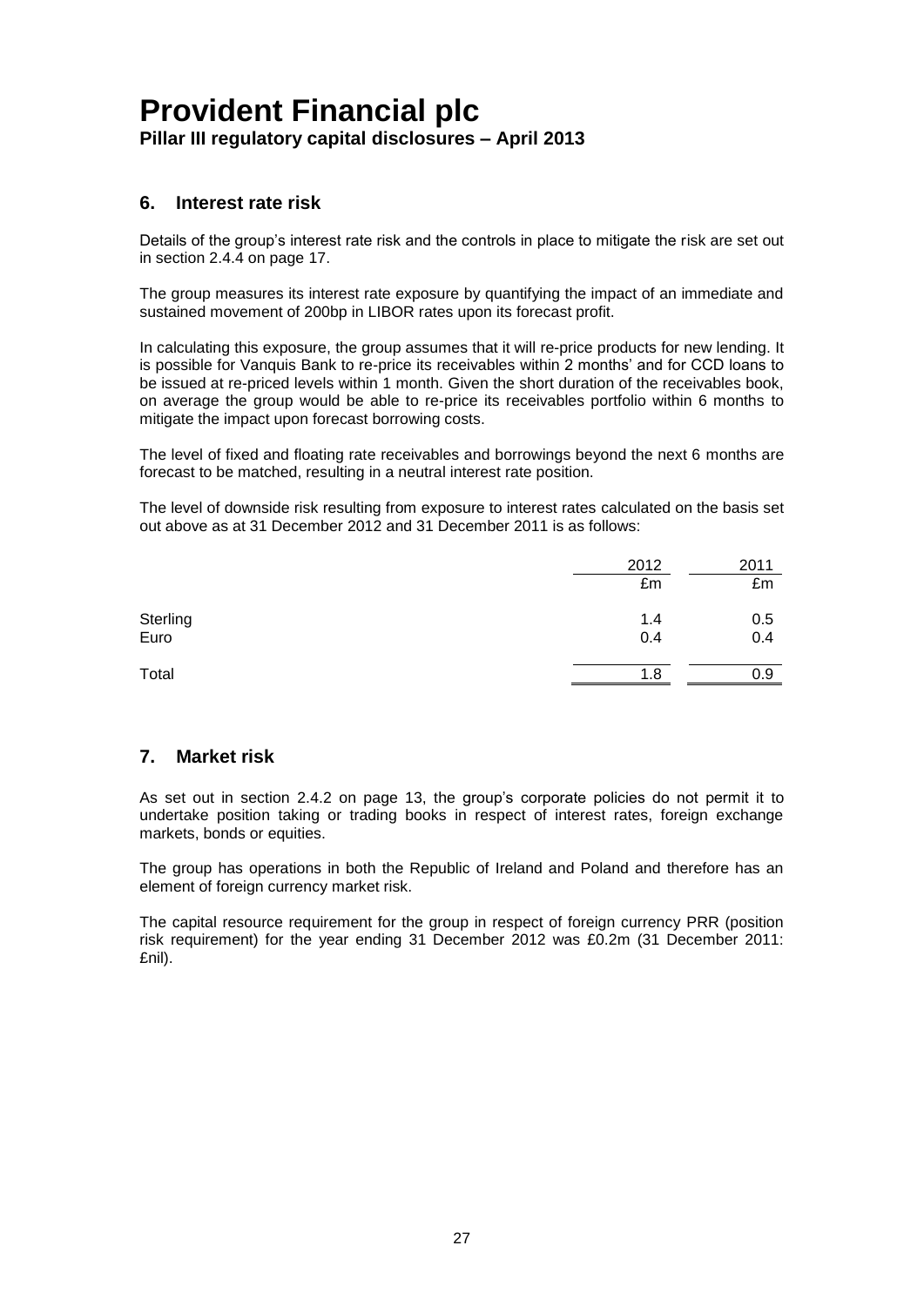## 6. Interest rate risk

Details of the group's interest rate risk and the controls in place to mitigate the risk are set out in section 2.4.4 on page 17.

The group measures its interest rate exposure by quantifying the impact of an immediate and sustained movement of 200bp in LIBOR rates upon its forecast profit.

In calculating this exposure, the group assumes that it will re-price products for new lending. It is possible for Vanquis Bank to re-price its receivables within 2 months' and for CCD loans to be issued at re-priced levels within 1 month. Given the short duration of the receivables book, on average the group would be able to re-price its receivables portfolio within 6 months to mitigate the impact upon forecast borrowing costs.

The level of fixed and floating rate receivables and borrowings beyond the next 6 months are forecast to be matched, resulting in a neutral interest rate position.

The level of downside risk resulting from exposure to interest rates calculated on the basis set out above as at 31 December 2012 and 31 December 2011 is as follows:

| | 2012 | 2011 |
|---|---|---|
| | £m | £m |
| Sterling | 1.4 | 0.5 |
| Euro | 0.4 | 0.4 |
| Total | 1.8 | 0.9 |

## 7. Market risk

As set out in section 2.4.2 on page 13, the group's corporate policies do not permit it to undertake position taking or trading books in respect of interest rates, foreign exchange markets, bonds or equities.

The group has operations in both the Republic of Ireland and Poland and therefore has an element of foreign currency market risk.

The capital resource requirement for the group in respect of foreign currency PRR (position risk requirement) for the year ending 31 December 2012 was £0.2m (31 December 2011: £nil).